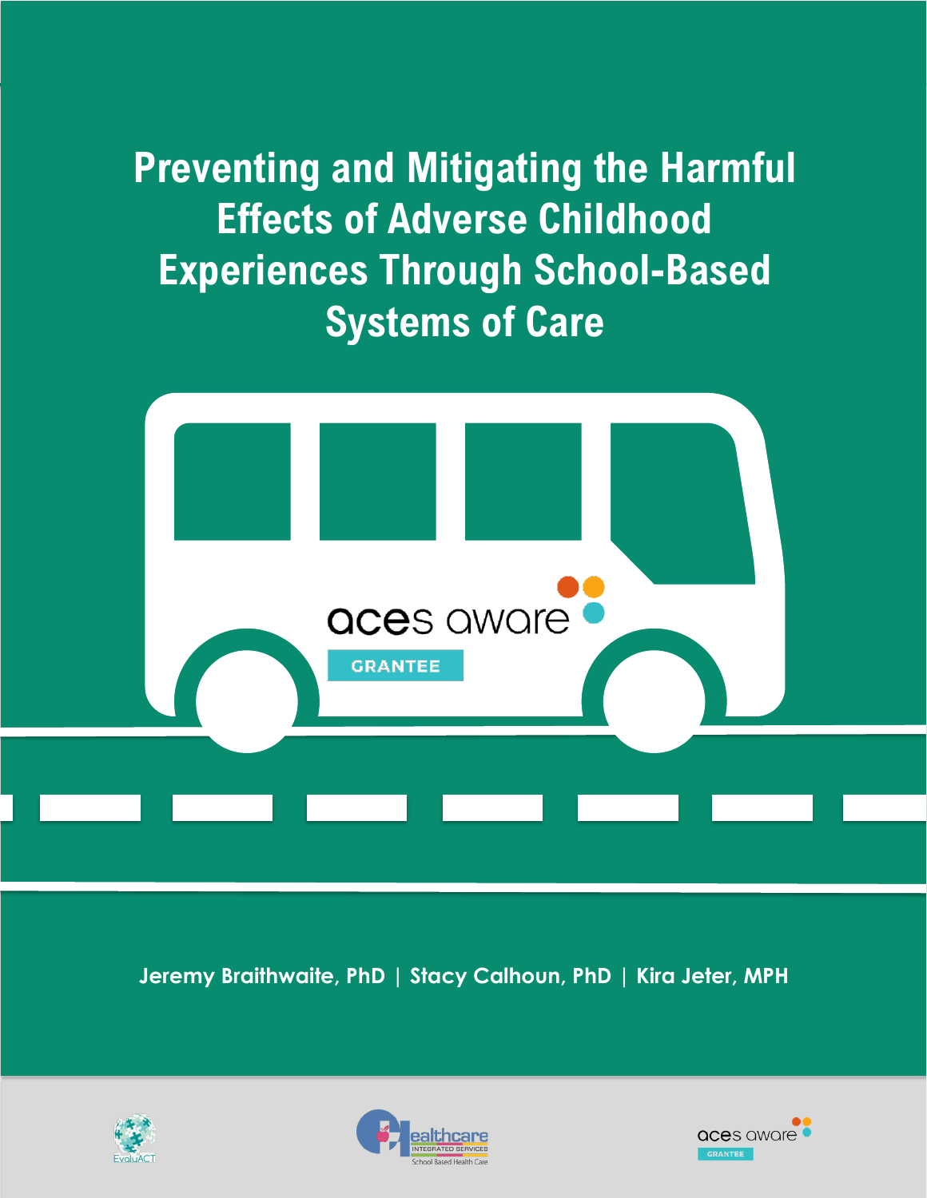# Preventing and Mitigating the Harmful Effects of Adverse Childhood Experiences Through School-Based Systems of Care

aces aware

GRANTEE

**Jeremy Braithwaite, PhD | Stacy Calhoun, PhD | Kira Jeter, MPH**

EvaluACT

Healthcare Integrated Services School Based Health Care

aces aware GRANTEE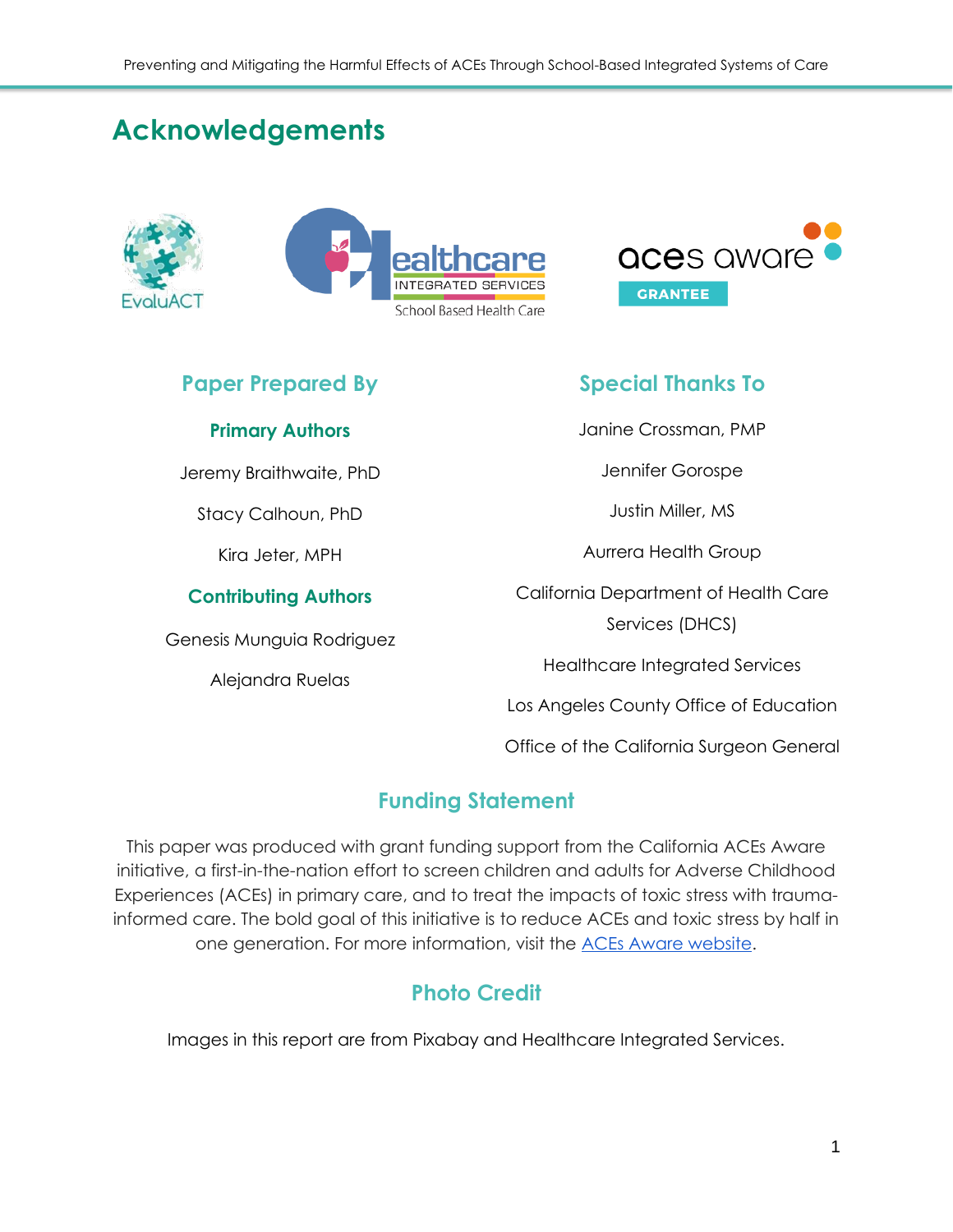# Acknowledgements

## Paper Prepared By

### Primary Authors

Jeremy Braithwaite, PhD

Stacy Calhoun, PhD

Kira Jeter, MPH

### Contributing Authors

Genesis Munguia Rodriguez

Alejandra Ruelas

## Special Thanks To

Janine Crossman, PMP

Jennifer Gorospe

Justin Miller, MS

Aurrera Health Group

California Department of Health Care Services (DHCS)

Healthcare Integrated Services

Los Angeles County Office of Education

Office of the California Surgeon General

## Funding Statement

This paper was produced with grant funding support from the California ACEs Aware initiative, a first-in-the-nation effort to screen children and adults for Adverse Childhood Experiences (ACEs) in primary care, and to treat the impacts of toxic stress with trauma-informed care. The bold goal of this initiative is to reduce ACEs and toxic stress by half in one generation. For more information, visit the ACEs Aware website.

## Photo Credit

Images in this report are from Pixabay and Healthcare Integrated Services.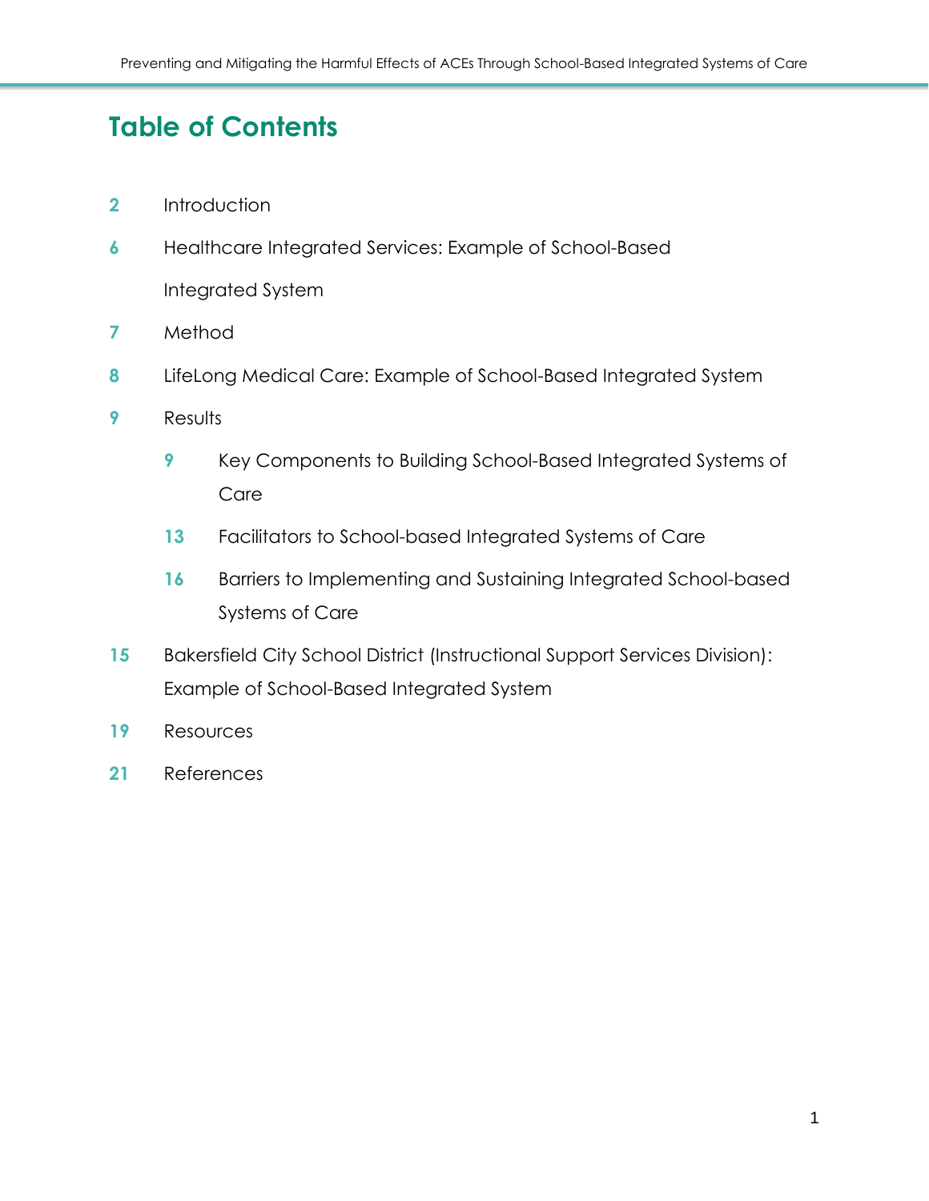# Table of Contents

2 Introduction

6 Healthcare Integrated Services: Example of School-Based Integrated System

7 Method

8 LifeLong Medical Care: Example of School-Based Integrated System

9 Results

- 9 Key Components to Building School-Based Integrated Systems of Care
- 13 Facilitators to School-based Integrated Systems of Care
- 16 Barriers to Implementing and Sustaining Integrated School-based Systems of Care

15 Bakersfield City School District (Instructional Support Services Division): Example of School-Based Integrated System

19 Resources

21 References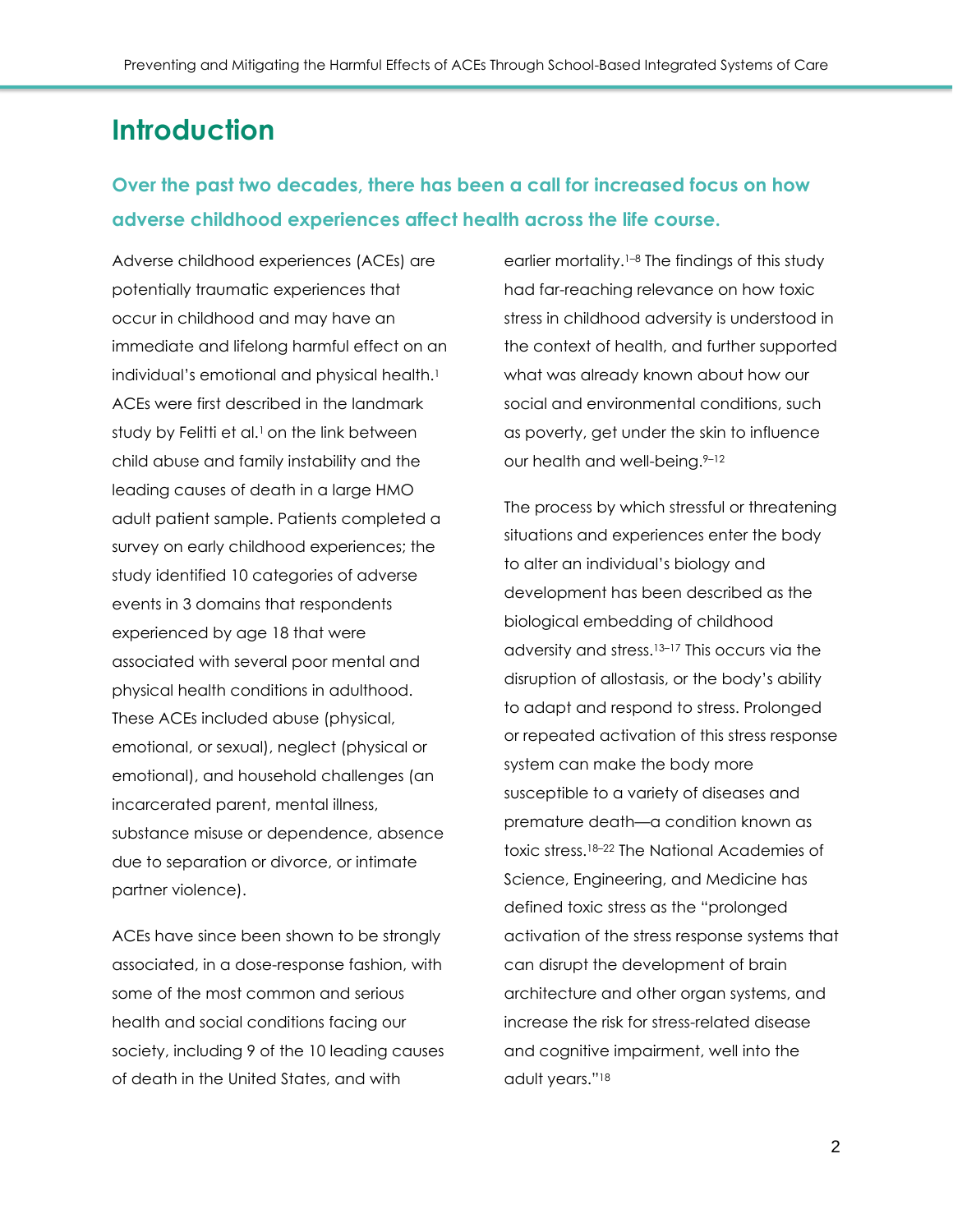# Introduction

## Over the past two decades, there has been a call for increased focus on how adverse childhood experiences affect health across the life course.

Adverse childhood experiences (ACEs) are potentially traumatic experiences that occur in childhood and may have an immediate and lifelong harmful effect on an individual's emotional and physical health.[1] ACEs were first described in the landmark study by Felitti et al.[1] on the link between child abuse and family instability and the leading causes of death in a large HMO adult patient sample. Patients completed a survey on early childhood experiences; the study identified 10 categories of adverse events in 3 domains that respondents experienced by age 18 that were associated with several poor mental and physical health conditions in adulthood. These ACEs included abuse (physical, emotional, or sexual), neglect (physical or emotional), and household challenges (an incarcerated parent, mental illness, substance misuse or dependence, absence due to separation or divorce, or intimate partner violence).

ACEs have since been shown to be strongly associated, in a dose-response fashion, with some of the most common and serious health and social conditions facing our society, including 9 of the 10 leading causes of death in the United States, and with earlier mortality.[1–8] The findings of this study had far-reaching relevance on how toxic stress in childhood adversity is understood in the context of health, and further supported what was already known about how our social and environmental conditions, such as poverty, get under the skin to influence our health and well-being.[9–12]

The process by which stressful or threatening situations and experiences enter the body to alter an individual's biology and development has been described as the biological embedding of childhood adversity and stress.[13–17] This occurs via the disruption of allostasis, or the body's ability to adapt and respond to stress. Prolonged or repeated activation of this stress response system can make the body more susceptible to a variety of diseases and premature death—a condition known as toxic stress.[18–22] The National Academies of Science, Engineering, and Medicine has defined toxic stress as the "prolonged activation of the stress response systems that can disrupt the development of brain architecture and other organ systems, and increase the risk for stress-related disease and cognitive impairment, well into the adult years."[18]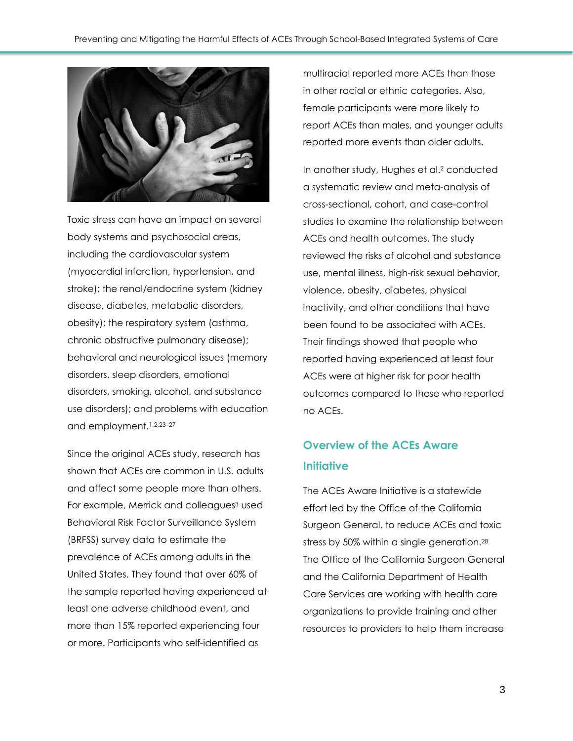Toxic stress can have an impact on several body systems and psychosocial areas, including the cardiovascular system (myocardial infarction, hypertension, and stroke); the renal/endocrine system (kidney disease, diabetes, metabolic disorders, obesity); the respiratory system (asthma, chronic obstructive pulmonary disease); behavioral and neurological issues (memory disorders, sleep disorders, emotional disorders, smoking, alcohol, and substance use disorders); and problems with education and employment.[1,2,23–27]

Since the original ACEs study, research has shown that ACEs are common in U.S. adults and affect some people more than others. For example, Merrick and colleagues[3] used Behavioral Risk Factor Surveillance System (BRFSS) survey data to estimate the prevalence of ACEs among adults in the United States. They found that over 60% of the sample reported having experienced at least one adverse childhood event, and more than 15% reported experiencing four or more. Participants who self-identified as multiracial reported more ACEs than those in other racial or ethnic categories. Also, female participants were more likely to report ACEs than males, and younger adults reported more events than older adults.

In another study, Hughes et al.[2] conducted a systematic review and meta-analysis of cross-sectional, cohort, and case-control studies to examine the relationship between ACEs and health outcomes. The study reviewed the risks of alcohol and substance use, mental illness, high-risk sexual behavior, violence, obesity, diabetes, physical inactivity, and other conditions that have been found to be associated with ACEs. Their findings showed that people who reported having experienced at least four ACEs were at higher risk for poor health outcomes compared to those who reported no ACEs.

## Overview of the ACEs Aware Initiative

The ACEs Aware Initiative is a statewide effort led by the Office of the California Surgeon General, to reduce ACEs and toxic stress by 50% within a single generation.[28] The Office of the California Surgeon General and the California Department of Health Care Services are working with health care organizations to provide training and other resources to providers to help them increase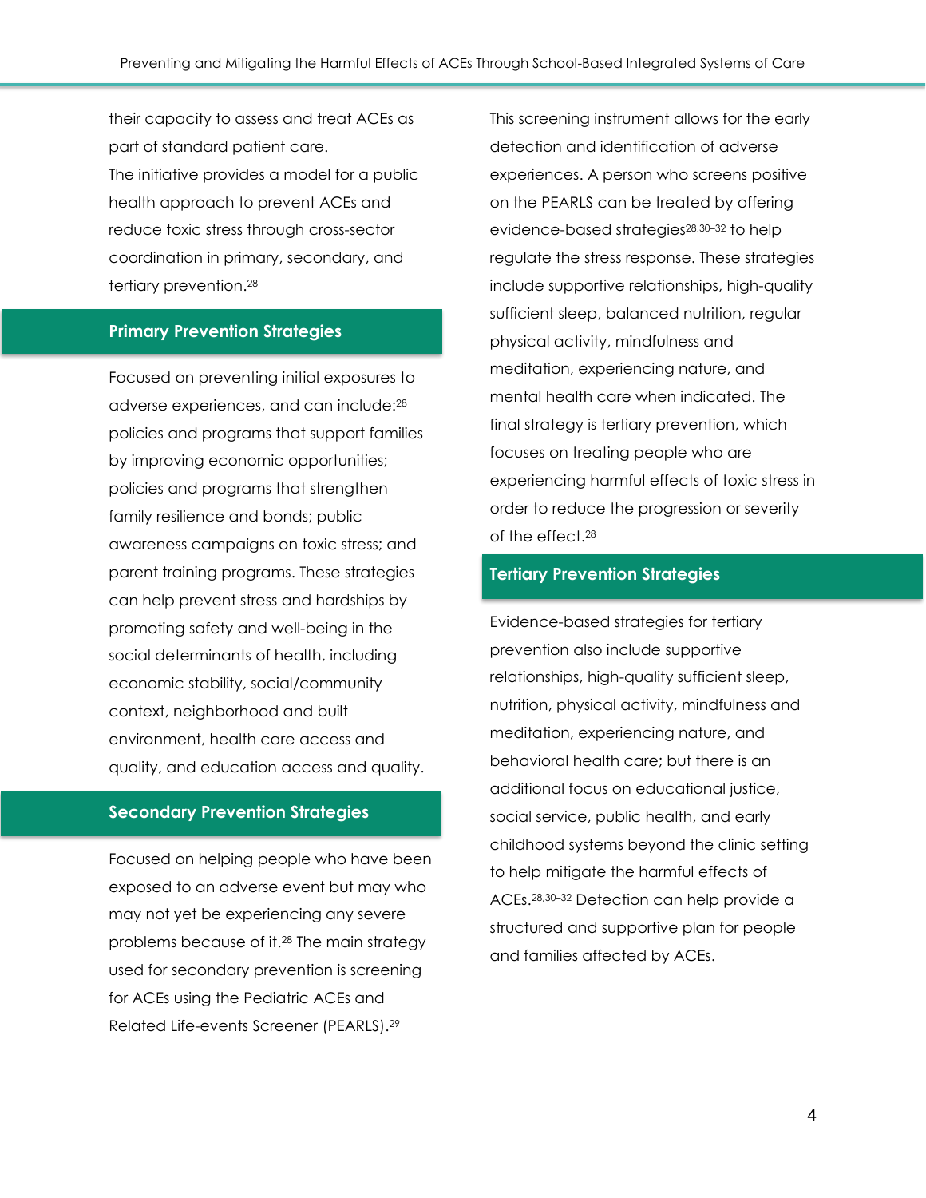their capacity to assess and treat ACEs as part of standard patient care.

The initiative provides a model for a public health approach to prevent ACEs and reduce toxic stress through cross-sector coordination in primary, secondary, and tertiary prevention.[28]

## Primary Prevention Strategies

Focused on preventing initial exposures to adverse experiences, and can include:[28] policies and programs that support families by improving economic opportunities; policies and programs that strengthen family resilience and bonds; public awareness campaigns on toxic stress; and parent training programs. These strategies can help prevent stress and hardships by promoting safety and well-being in the social determinants of health, including economic stability, social/community context, neighborhood and built environment, health care access and quality, and education access and quality.

## Secondary Prevention Strategies

Focused on helping people who have been exposed to an adverse event but may who may not yet be experiencing any severe problems because of it.[28] The main strategy used for secondary prevention is screening for ACEs using the Pediatric ACEs and Related Life-events Screener (PEARLS).[29] This screening instrument allows for the early detection and identification of adverse experiences. A person who screens positive on the PEARLS can be treated by offering evidence-based strategies[28,30–32] to help regulate the stress response. These strategies include supportive relationships, high-quality sufficient sleep, balanced nutrition, regular physical activity, mindfulness and meditation, experiencing nature, and mental health care when indicated. The final strategy is tertiary prevention, which focuses on treating people who are experiencing harmful effects of toxic stress in order to reduce the progression or severity of the effect.[28]

## Tertiary Prevention Strategies

Evidence-based strategies for tertiary prevention also include supportive relationships, high-quality sufficient sleep, nutrition, physical activity, mindfulness and meditation, experiencing nature, and behavioral health care; but there is an additional focus on educational justice, social service, public health, and early childhood systems beyond the clinic setting to help mitigate the harmful effects of ACEs.[28,30–32] Detection can help provide a structured and supportive plan for people and families affected by ACEs.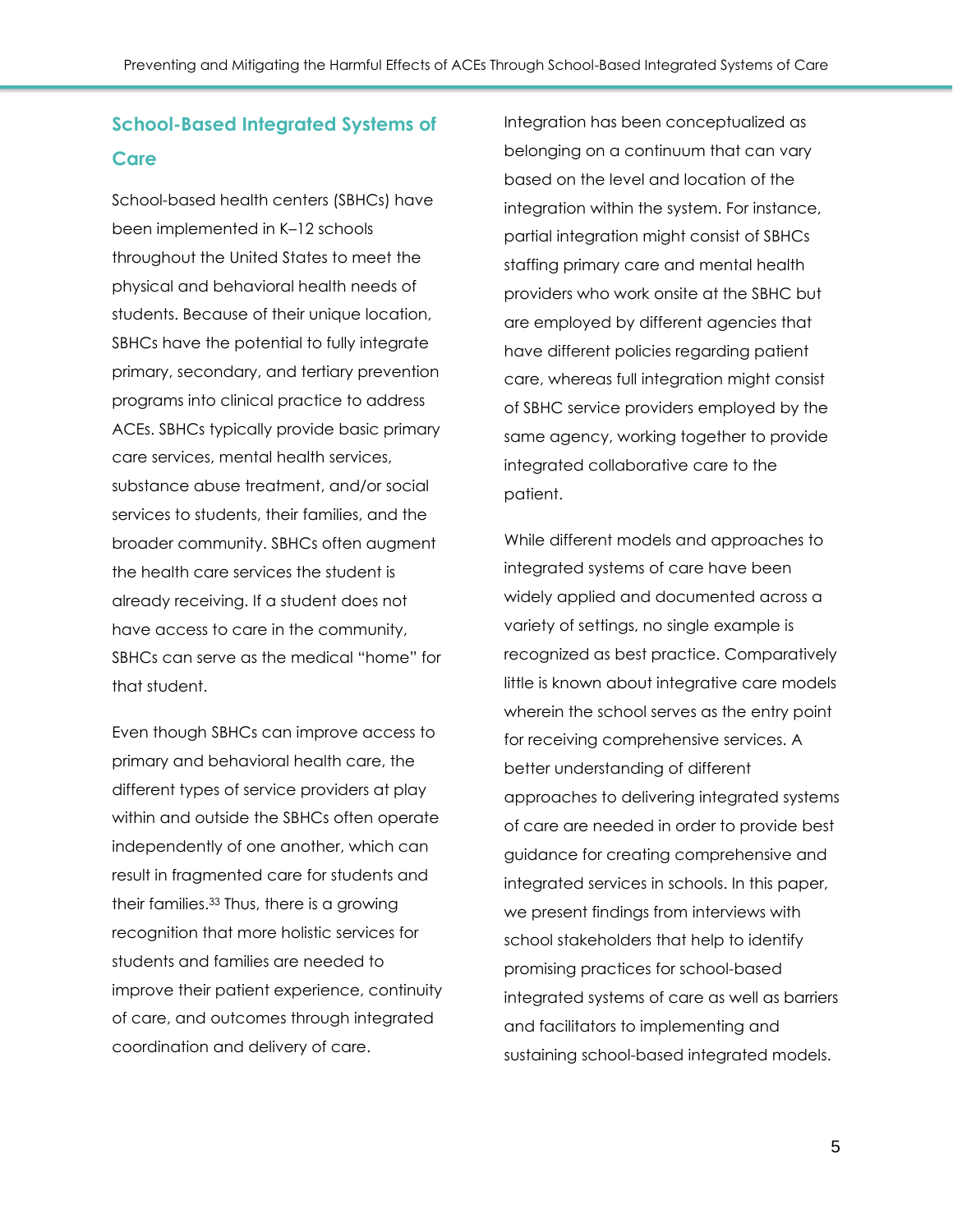## School-Based Integrated Systems of Care

School-based health centers (SBHCs) have been implemented in K–12 schools throughout the United States to meet the physical and behavioral health needs of students. Because of their unique location, SBHCs have the potential to fully integrate primary, secondary, and tertiary prevention programs into clinical practice to address ACEs. SBHCs typically provide basic primary care services, mental health services, substance abuse treatment, and/or social services to students, their families, and the broader community. SBHCs often augment the health care services the student is already receiving. If a student does not have access to care in the community, SBHCs can serve as the medical "home" for that student.

Even though SBHCs can improve access to primary and behavioral health care, the different types of service providers at play within and outside the SBHCs often operate independently of one another, which can result in fragmented care for students and their families.[33] Thus, there is a growing recognition that more holistic services for students and families are needed to improve their patient experience, continuity of care, and outcomes through integrated coordination and delivery of care.

Integration has been conceptualized as belonging on a continuum that can vary based on the level and location of the integration within the system. For instance, partial integration might consist of SBHCs staffing primary care and mental health providers who work onsite at the SBHC but are employed by different agencies that have different policies regarding patient care, whereas full integration might consist of SBHC service providers employed by the same agency, working together to provide integrated collaborative care to the patient.

While different models and approaches to integrated systems of care have been widely applied and documented across a variety of settings, no single example is recognized as best practice. Comparatively little is known about integrative care models wherein the school serves as the entry point for receiving comprehensive services. A better understanding of different approaches to delivering integrated systems of care are needed in order to provide best guidance for creating comprehensive and integrated services in schools. In this paper, we present findings from interviews with school stakeholders that help to identify promising practices for school-based integrated systems of care as well as barriers and facilitators to implementing and sustaining school-based integrated models.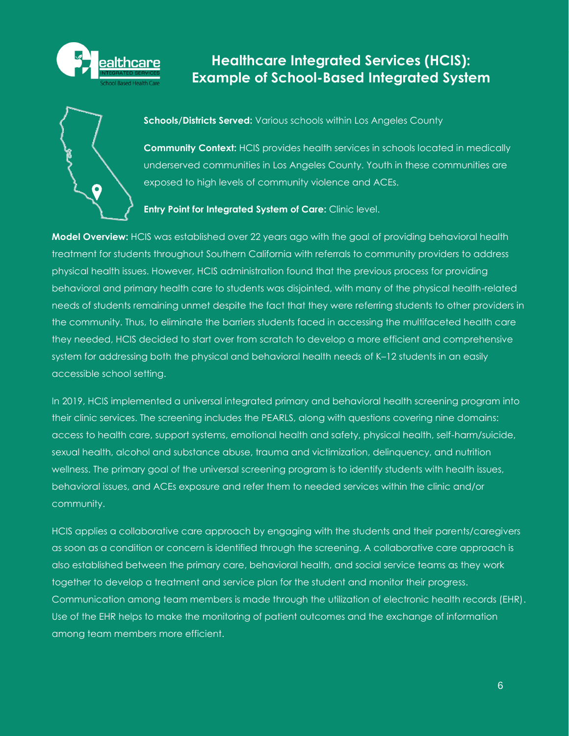## Healthcare Integrated Services (HCIS): Example of School-Based Integrated System

**Schools/Districts Served:** Various schools within Los Angeles County

**Community Context:** HCIS provides health services in schools located in medically underserved communities in Los Angeles County. Youth in these communities are exposed to high levels of community violence and ACEs.

**Entry Point for Integrated System of Care:** Clinic level.

**Model Overview:** HCIS was established over 22 years ago with the goal of providing behavioral health treatment for students throughout Southern California with referrals to community providers to address physical health issues. However, HCIS administration found that the previous process for providing behavioral and primary health care to students was disjointed, with many of the physical health-related needs of students remaining unmet despite the fact that they were referring students to other providers in the community. Thus, to eliminate the barriers students faced in accessing the multifaceted health care they needed, HCIS decided to start over from scratch to develop a more efficient and comprehensive system for addressing both the physical and behavioral health needs of K–12 students in an easily accessible school setting.

In 2019, HCIS implemented a universal integrated primary and behavioral health screening program into their clinic services. The screening includes the PEARLS, along with questions covering nine domains: access to health care, support systems, emotional health and safety, physical health, self-harm/suicide, sexual health, alcohol and substance abuse, trauma and victimization, delinquency, and nutrition wellness. The primary goal of the universal screening program is to identify students with health issues, behavioral issues, and ACEs exposure and refer them to needed services within the clinic and/or community.

HCIS applies a collaborative care approach by engaging with the students and their parents/caregivers as soon as a condition or concern is identified through the screening. A collaborative care approach is also established between the primary care, behavioral health, and social service teams as they work together to develop a treatment and service plan for the student and monitor their progress. Communication among team members is made through the utilization of electronic health records (EHR). Use of the EHR helps to make the monitoring of patient outcomes and the exchange of information among team members more efficient.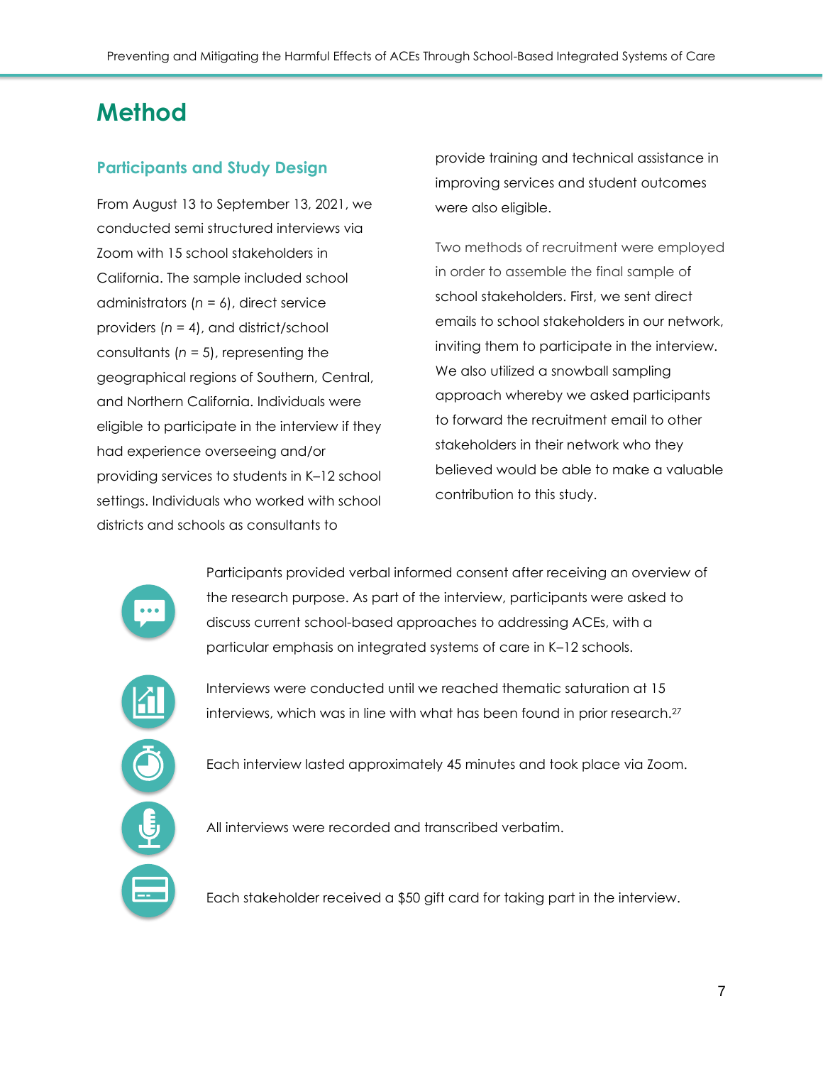# Method

## Participants and Study Design

From August 13 to September 13, 2021, we conducted semi structured interviews via Zoom with 15 school stakeholders in California. The sample included school administrators (*n* = 6), direct service providers (*n* = 4), and district/school consultants (*n* = 5), representing the geographical regions of Southern, Central, and Northern California. Individuals were eligible to participate in the interview if they had experience overseeing and/or providing services to students in K–12 school settings. Individuals who worked with school districts and schools as consultants to provide training and technical assistance in improving services and student outcomes were also eligible.

Two methods of recruitment were employed in order to assemble the final sample of school stakeholders. First, we sent direct emails to school stakeholders in our network, inviting them to participate in the interview. We also utilized a snowball sampling approach whereby we asked participants to forward the recruitment email to other stakeholders in their network who they believed would be able to make a valuable contribution to this study.

Participants provided verbal informed consent after receiving an overview of the research purpose. As part of the interview, participants were asked to discuss current school-based approaches to addressing ACEs, with a particular emphasis on integrated systems of care in K–12 schools.

Interviews were conducted until we reached thematic saturation at 15 interviews, which was in line with what has been found in prior research.[27]

Each interview lasted approximately 45 minutes and took place via Zoom.

All interviews were recorded and transcribed verbatim.

Each stakeholder received a $50 gift card for taking part in the interview.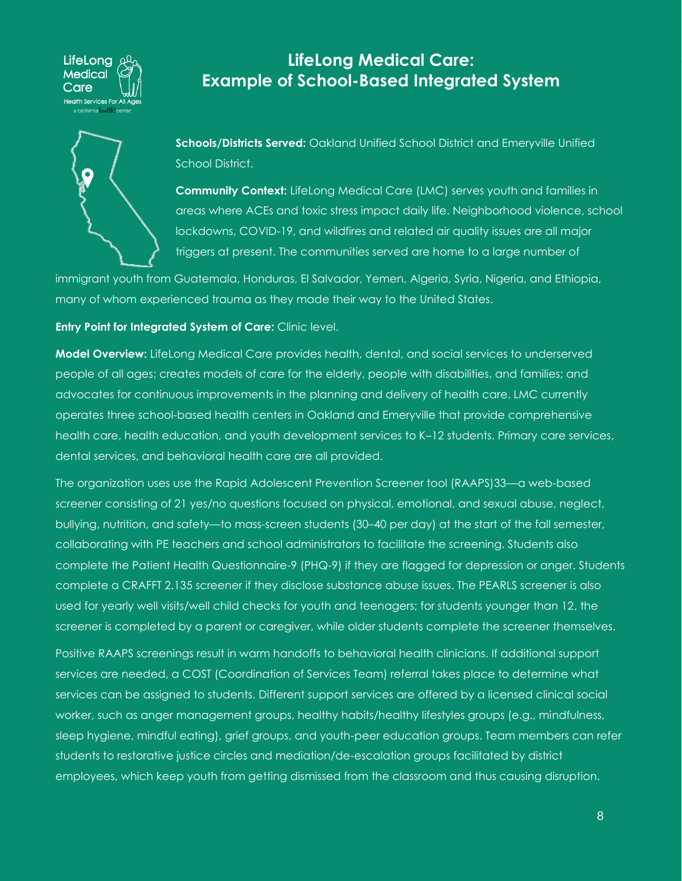# LifeLong Medical Care: Example of School-Based Integrated System

**Schools/Districts Served:** Oakland Unified School District and Emeryville Unified School District.

**Community Context:** LifeLong Medical Care (LMC) serves youth and families in areas where ACEs and toxic stress impact daily life. Neighborhood violence, school lockdowns, COVID-19, and wildfires and related air quality issues are all major triggers at present. The communities served are home to a large number of immigrant youth from Guatemala, Honduras, El Salvador, Yemen, Algeria, Syria, Nigeria, and Ethiopia, many of whom experienced trauma as they made their way to the United States.

**Entry Point for Integrated System of Care:** Clinic level.

**Model Overview:** LifeLong Medical Care provides health, dental, and social services to underserved people of all ages; creates models of care for the elderly, people with disabilities, and families; and advocates for continuous improvements in the planning and delivery of health care. LMC currently operates three school-based health centers in Oakland and Emeryville that provide comprehensive health care, health education, and youth development services to K–12 students. Primary care services, dental services, and behavioral health care are all provided.

The organization uses use the Rapid Adolescent Prevention Screener tool (RAAPS)33—a web-based screener consisting of 21 yes/no questions focused on physical, emotional, and sexual abuse, neglect, bullying, nutrition, and safety—to mass-screen students (30–40 per day) at the start of the fall semester, collaborating with PE teachers and school administrators to facilitate the screening. Students also complete the Patient Health Questionnaire-9 (PHQ-9) if they are flagged for depression or anger. Students complete a CRAFFT 2.135 screener if they disclose substance abuse issues. The PEARLS screener is also used for yearly well visits/well child checks for youth and teenagers; for students younger than 12, the screener is completed by a parent or caregiver, while older students complete the screener themselves.

Positive RAAPS screenings result in warm handoffs to behavioral health clinicians. If additional support services are needed, a COST (Coordination of Services Team) referral takes place to determine what services can be assigned to students. Different support services are offered by a licensed clinical social worker, such as anger management groups, healthy habits/healthy lifestyles groups (e.g., mindfulness, sleep hygiene, mindful eating), grief groups, and youth-peer education groups. Team members can refer students to restorative justice circles and mediation/de-escalation groups facilitated by district employees, which keep youth from getting dismissed from the classroom and thus causing disruption.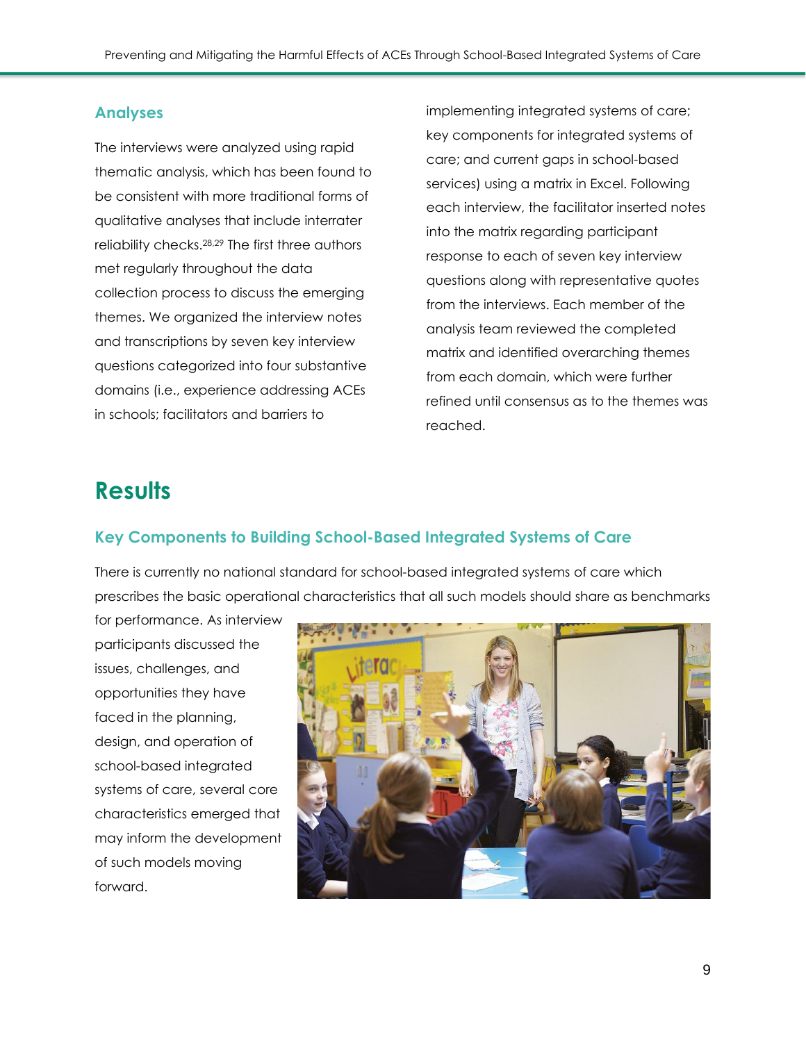### Analyses

The interviews were analyzed using rapid thematic analysis, which has been found to be consistent with more traditional forms of qualitative analyses that include interrater reliability checks.[28,29] The first three authors met regularly throughout the data collection process to discuss the emerging themes. We organized the interview notes and transcriptions by seven key interview questions categorized into four substantive domains (i.e., experience addressing ACEs in schools; facilitators and barriers to implementing integrated systems of care; key components for integrated systems of care; and current gaps in school-based services) using a matrix in Excel. Following each interview, the facilitator inserted notes into the matrix regarding participant response to each of seven key interview questions along with representative quotes from the interviews. Each member of the analysis team reviewed the completed matrix and identified overarching themes from each domain, which were further refined until consensus as to the themes was reached.

## Results

### Key Components to Building School-Based Integrated Systems of Care

There is currently no national standard for school-based integrated systems of care which prescribes the basic operational characteristics that all such models should share as benchmarks for performance. As interview participants discussed the issues, challenges, and opportunities they have faced in the planning, design, and operation of school-based integrated systems of care, several core characteristics emerged that may inform the development of such models moving forward.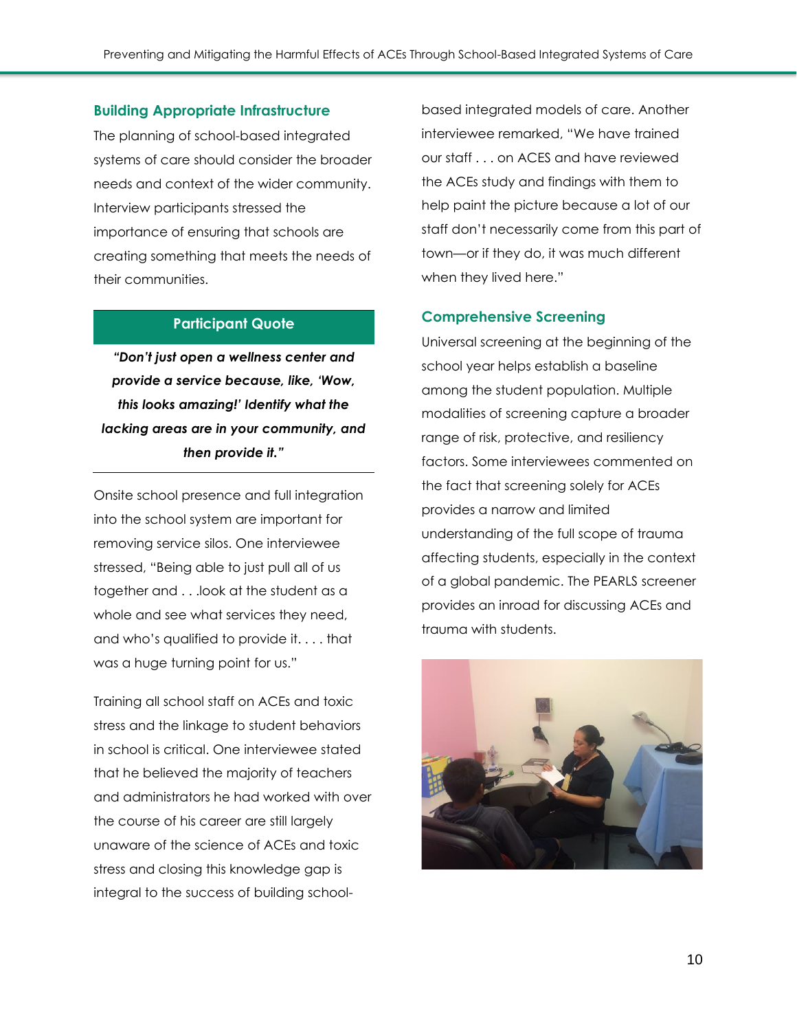## Building Appropriate Infrastructure

The planning of school-based integrated systems of care should consider the broader needs and context of the wider community. Interview participants stressed the importance of ensuring that schools are creating something that meets the needs of their communities.

**Participant Quote**

***"Don't just open a wellness center and provide a service because, like, 'Wow, this looks amazing!' Identify what the lacking areas are in your community, and then provide it."***

Onsite school presence and full integration into the school system are important for removing service silos. One interviewee stressed, "Being able to just pull all of us together and . . .look at the student as a whole and see what services they need, and who's qualified to provide it. . . . that was a huge turning point for us."

Training all school staff on ACEs and toxic stress and the linkage to student behaviors in school is critical. One interviewee stated that he believed the majority of teachers and administrators he had worked with over the course of his career are still largely unaware of the science of ACEs and toxic stress and closing this knowledge gap is integral to the success of building school-based integrated models of care. Another interviewee remarked, "We have trained our staff . . . on ACES and have reviewed the ACEs study and findings with them to help paint the picture because a lot of our staff don't necessarily come from this part of town—or if they do, it was much different when they lived here."

## Comprehensive Screening

Universal screening at the beginning of the school year helps establish a baseline among the student population. Multiple modalities of screening capture a broader range of risk, protective, and resiliency factors. Some interviewees commented on the fact that screening solely for ACEs provides a narrow and limited understanding of the full scope of trauma affecting students, especially in the context of a global pandemic. The PEARLS screener provides an inroad for discussing ACEs and trauma with students.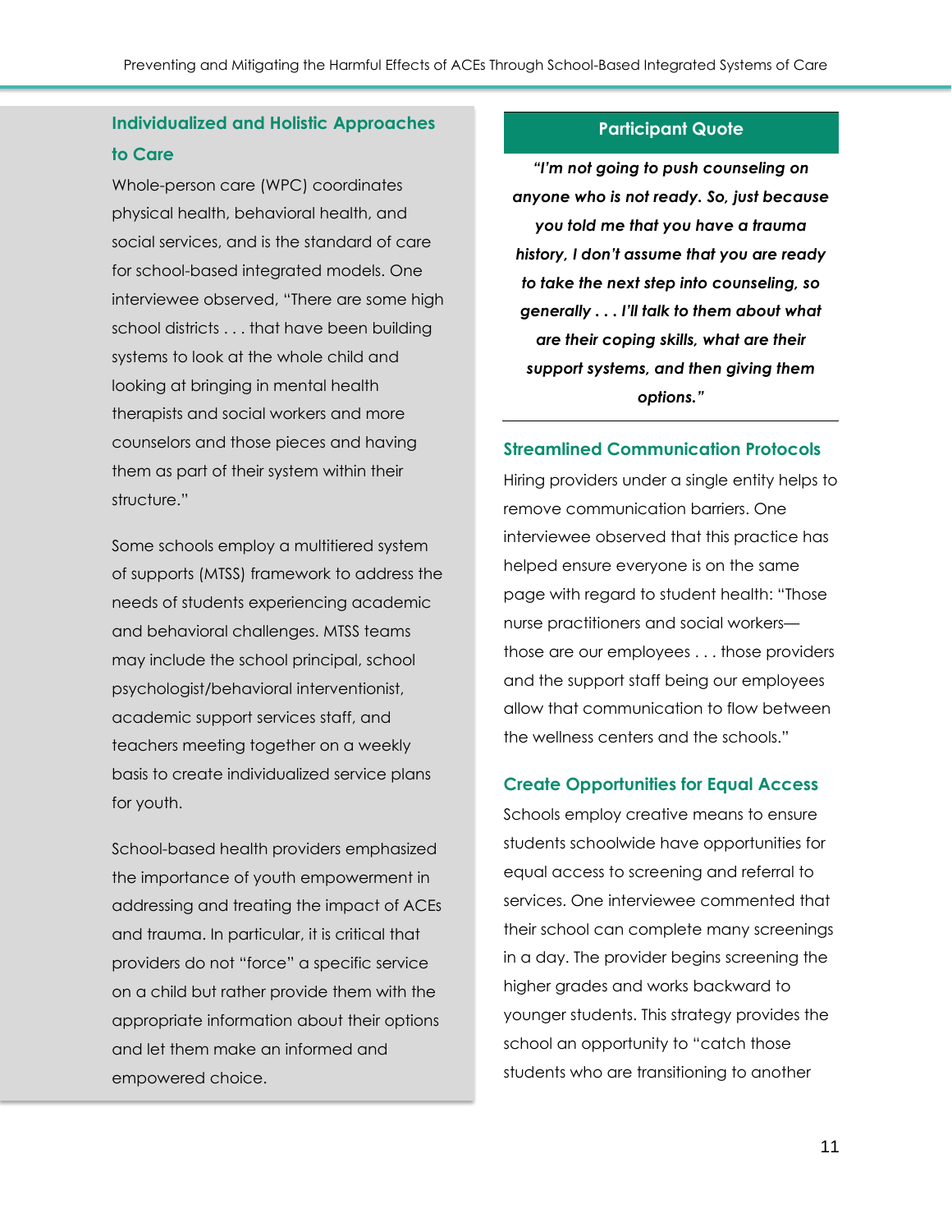## Individualized and Holistic Approaches to Care

Whole-person care (WPC) coordinates physical health, behavioral health, and social services, and is the standard of care for school-based integrated models. One interviewee observed, "There are some high school districts . . . that have been building systems to look at the whole child and looking at bringing in mental health therapists and social workers and more counselors and those pieces and having them as part of their system within their structure."

Some schools employ a multitiered system of supports (MTSS) framework to address the needs of students experiencing academic and behavioral challenges. MTSS teams may include the school principal, school psychologist/behavioral interventionist, academic support services staff, and teachers meeting together on a weekly basis to create individualized service plans for youth.

School-based health providers emphasized the importance of youth empowerment in addressing and treating the impact of ACEs and trauma. In particular, it is critical that providers do not "force" a specific service on a child but rather provide them with the appropriate information about their options and let them make an informed and empowered choice.

**Participant Quote**

***"I'm not going to push counseling on anyone who is not ready. So, just because you told me that you have a trauma history, I don't assume that you are ready to take the next step into counseling, so generally . . . I'll talk to them about what are their coping skills, what are their support systems, and then giving them options."***

## Streamlined Communication Protocols

Hiring providers under a single entity helps to remove communication barriers. One interviewee observed that this practice has helped ensure everyone is on the same page with regard to student health: "Those nurse practitioners and social workers—those are our employees . . . those providers and the support staff being our employees allow that communication to flow between the wellness centers and the schools."

## Create Opportunities for Equal Access

Schools employ creative means to ensure students schoolwide have opportunities for equal access to screening and referral to services. One interviewee commented that their school can complete many screenings in a day. The provider begins screening the higher grades and works backward to younger students. This strategy provides the school an opportunity to "catch those students who are transitioning to another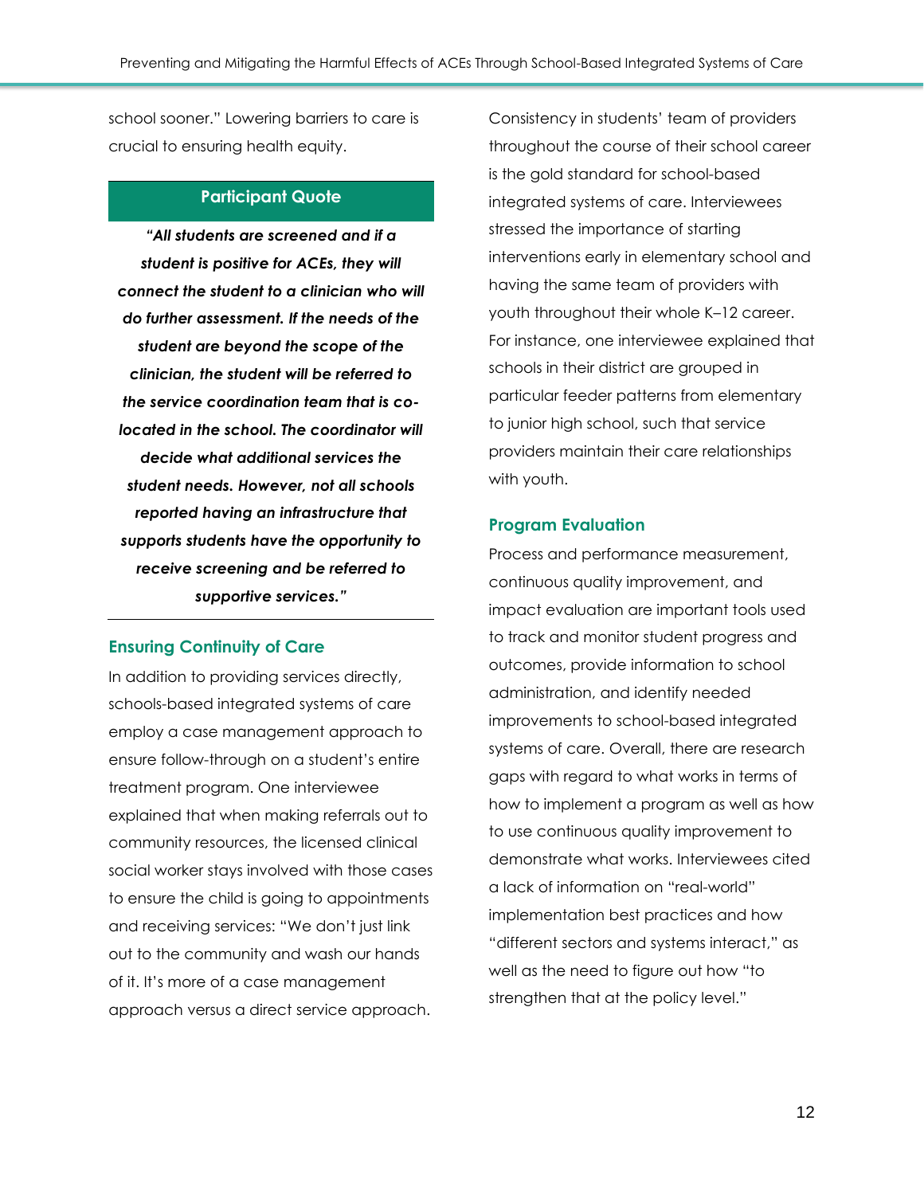school sooner." Lowering barriers to care is crucial to ensuring health equity.

**Participant Quote**

***"All students are screened and if a student is positive for ACEs, they will connect the student to a clinician who will do further assessment. If the needs of the student are beyond the scope of the clinician, the student will be referred to the service coordination team that is co-located in the school. The coordinator will decide what additional services the student needs. However, not all schools reported having an infrastructure that supports students have the opportunity to receive screening and be referred to supportive services."***

### Ensuring Continuity of Care

In addition to providing services directly, schools-based integrated systems of care employ a case management approach to ensure follow-through on a student's entire treatment program. One interviewee explained that when making referrals out to community resources, the licensed clinical social worker stays involved with those cases to ensure the child is going to appointments and receiving services: "We don't just link out to the community and wash our hands of it. It's more of a case management approach versus a direct service approach.

Consistency in students' team of providers throughout the course of their school career is the gold standard for school-based integrated systems of care. Interviewees stressed the importance of starting interventions early in elementary school and having the same team of providers with youth throughout their whole K–12 career. For instance, one interviewee explained that schools in their district are grouped in particular feeder patterns from elementary to junior high school, such that service providers maintain their care relationships with youth.

### Program Evaluation

Process and performance measurement, continuous quality improvement, and impact evaluation are important tools used to track and monitor student progress and outcomes, provide information to school administration, and identify needed improvements to school-based integrated systems of care. Overall, there are research gaps with regard to what works in terms of how to implement a program as well as how to use continuous quality improvement to demonstrate what works. Interviewees cited a lack of information on "real-world" implementation best practices and how "different sectors and systems interact," as well as the need to figure out how "to strengthen that at the policy level."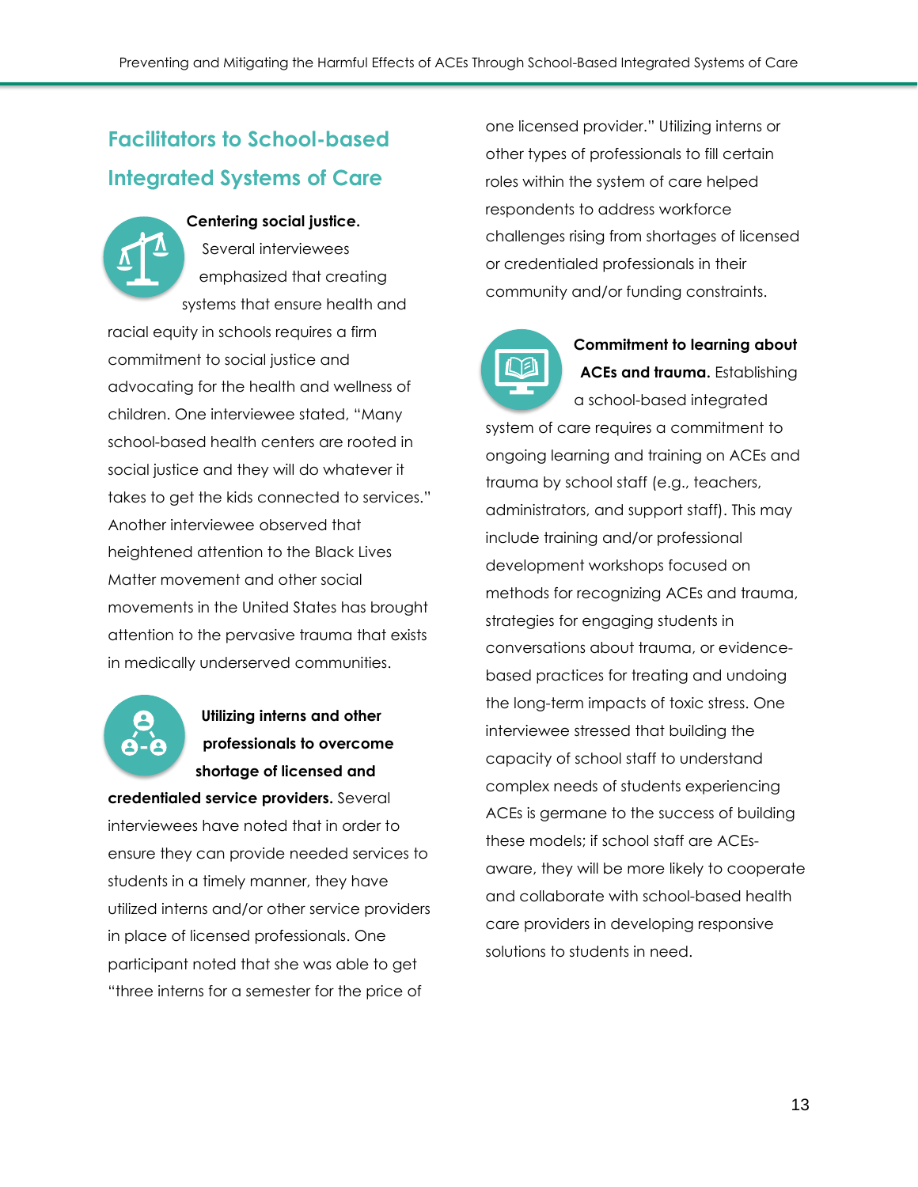## Facilitators to School-based Integrated Systems of Care

**Centering social justice.** Several interviewees emphasized that creating systems that ensure health and racial equity in schools requires a firm commitment to social justice and advocating for the health and wellness of children. One interviewee stated, "Many school-based health centers are rooted in social justice and they will do whatever it takes to get the kids connected to services." Another interviewee observed that heightened attention to the Black Lives Matter movement and other social movements in the United States has brought attention to the pervasive trauma that exists in medically underserved communities.

**Utilizing interns and other professionals to overcome shortage of licensed and credentialed service providers.** Several interviewees have noted that in order to ensure they can provide needed services to students in a timely manner, they have utilized interns and/or other service providers in place of licensed professionals. One participant noted that she was able to get "three interns for a semester for the price of one licensed provider." Utilizing interns or other types of professionals to fill certain roles within the system of care helped respondents to address workforce challenges rising from shortages of licensed or credentialed professionals in their community and/or funding constraints.

**Commitment to learning about ACEs and trauma.** Establishing a school-based integrated system of care requires a commitment to ongoing learning and training on ACEs and trauma by school staff (e.g., teachers, administrators, and support staff). This may include training and/or professional development workshops focused on methods for recognizing ACEs and trauma, strategies for engaging students in conversations about trauma, or evidence-based practices for treating and undoing the long-term impacts of toxic stress. One interviewee stressed that building the capacity of school staff to understand complex needs of students experiencing ACEs is germane to the success of building these models; if school staff are ACEs-aware, they will be more likely to cooperate and collaborate with school-based health care providers in developing responsive solutions to students in need.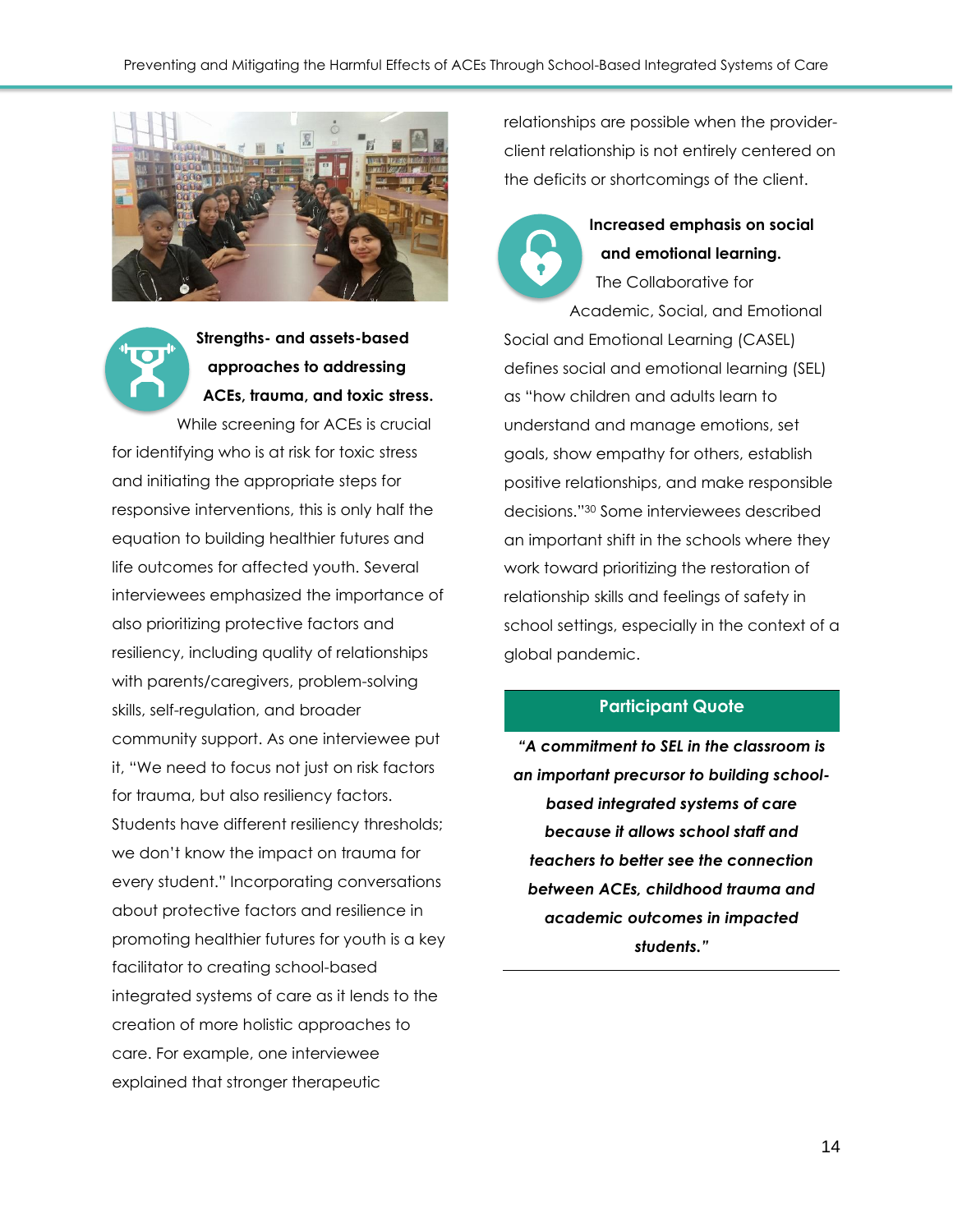### Strengths- and assets-based approaches to addressing ACEs, trauma, and toxic stress.

While screening for ACEs is crucial for identifying who is at risk for toxic stress and initiating the appropriate steps for responsive interventions, this is only half the equation to building healthier futures and life outcomes for affected youth. Several interviewees emphasized the importance of also prioritizing protective factors and resiliency, including quality of relationships with parents/caregivers, problem-solving skills, self-regulation, and broader community support. As one interviewee put it, "We need to focus not just on risk factors for trauma, but also resiliency factors. Students have different resiliency thresholds; we don't know the impact on trauma for every student." Incorporating conversations about protective factors and resilience in promoting healthier futures for youth is a key facilitator to creating school-based integrated systems of care as it lends to the creation of more holistic approaches to care. For example, one interviewee explained that stronger therapeutic relationships are possible when the provider-client relationship is not entirely centered on the deficits or shortcomings of the client.

### Increased emphasis on social and emotional learning.

The Collaborative for Academic, Social, and Emotional Social and Emotional Learning (CASEL) defines social and emotional learning (SEL) as "how children and adults learn to understand and manage emotions, set goals, show empathy for others, establish positive relationships, and make responsible decisions."[30] Some interviewees described an important shift in the schools where they work toward prioritizing the restoration of relationship skills and feelings of safety in school settings, especially in the context of a global pandemic.

**Participant Quote**

***"A commitment to SEL in the classroom is an important precursor to building school-based integrated systems of care because it allows school staff and teachers to better see the connection between ACEs, childhood trauma and academic outcomes in impacted students."***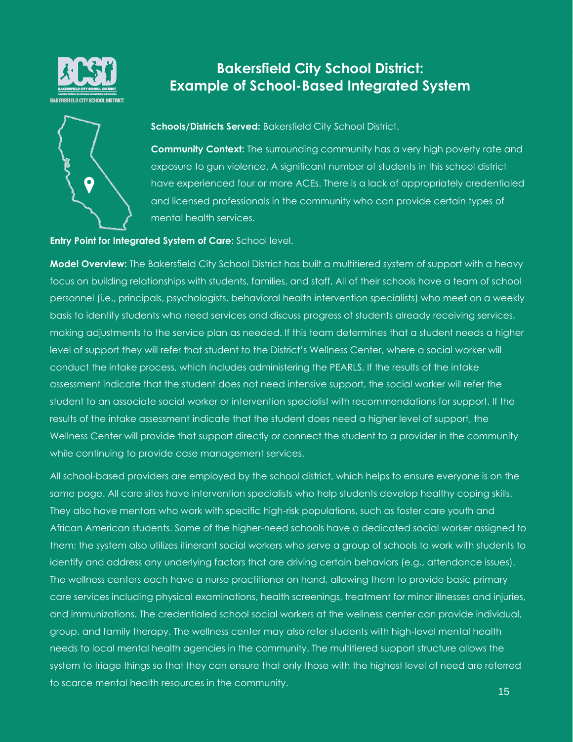# Bakersfield City School District: Example of School-Based Integrated System

**Schools/Districts Served:** Bakersfield City School District.

**Community Context:** The surrounding community has a very high poverty rate and exposure to gun violence. A significant number of students in this school district have experienced four or more ACEs. There is a lack of appropriately credentialed and licensed professionals in the community who can provide certain types of mental health services.

**Entry Point for Integrated System of Care:** School level.

**Model Overview:** The Bakersfield City School District has built a multitiered system of support with a heavy focus on building relationships with students, families, and staff. All of their schools have a team of school personnel (i.e., principals, psychologists, behavioral health intervention specialists) who meet on a weekly basis to identify students who need services and discuss progress of students already receiving services, making adjustments to the service plan as needed. If this team determines that a student needs a higher level of support they will refer that student to the District's Wellness Center, where a social worker will conduct the intake process, which includes administering the PEARLS. If the results of the intake assessment indicate that the student does not need intensive support, the social worker will refer the student to an associate social worker or intervention specialist with recommendations for support. If the results of the intake assessment indicate that the student does need a higher level of support, the Wellness Center will provide that support directly or connect the student to a provider in the community while continuing to provide case management services.

All school-based providers are employed by the school district, which helps to ensure everyone is on the same page. All care sites have intervention specialists who help students develop healthy coping skills. They also have mentors who work with specific high-risk populations, such as foster care youth and African American students. Some of the higher-need schools have a dedicated social worker assigned to them; the system also utilizes itinerant social workers who serve a group of schools to work with students to identify and address any underlying factors that are driving certain behaviors (e.g., attendance issues). The wellness centers each have a nurse practitioner on hand, allowing them to provide basic primary care services including physical examinations, health screenings, treatment for minor illnesses and injuries, and immunizations. The credentialed school social workers at the wellness center can provide individual, group, and family therapy. The wellness center may also refer students with high-level mental health needs to local mental health agencies in the community. The multitiered support structure allows the system to triage things so that they can ensure that only those with the highest level of need are referred to scarce mental health resources in the community.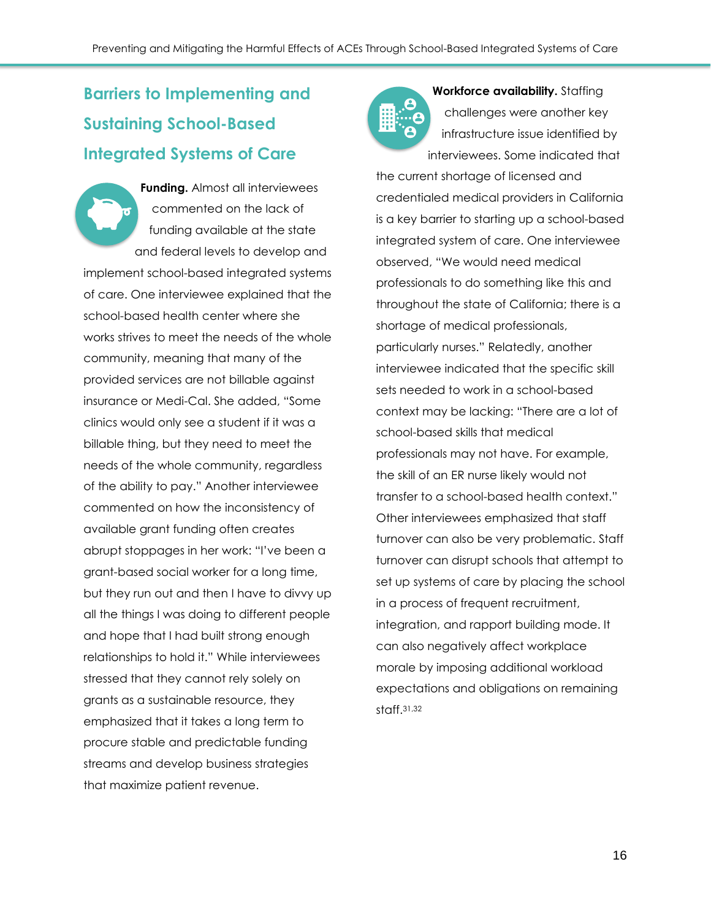## Barriers to Implementing and Sustaining School-Based Integrated Systems of Care

**Funding.** Almost all interviewees commented on the lack of funding available at the state and federal levels to develop and implement school-based integrated systems of care. One interviewee explained that the school-based health center where she works strives to meet the needs of the whole community, meaning that many of the provided services are not billable against insurance or Medi-Cal. She added, "Some clinics would only see a student if it was a billable thing, but they need to meet the needs of the whole community, regardless of the ability to pay." Another interviewee commented on how the inconsistency of available grant funding often creates abrupt stoppages in her work: "I've been a grant-based social worker for a long time, but they run out and then I have to divvy up all the things I was doing to different people and hope that I had built strong enough relationships to hold it." While interviewees stressed that they cannot rely solely on grants as a sustainable resource, they emphasized that it takes a long term to procure stable and predictable funding streams and develop business strategies that maximize patient revenue.

**Workforce availability.** Staffing challenges were another key infrastructure issue identified by interviewees. Some indicated that the current shortage of licensed and credentialed medical providers in California is a key barrier to starting up a school-based integrated system of care. One interviewee observed, "We would need medical professionals to do something like this and throughout the state of California; there is a shortage of medical professionals, particularly nurses." Relatedly, another interviewee indicated that the specific skill sets needed to work in a school-based context may be lacking: "There are a lot of school-based skills that medical professionals may not have. For example, the skill of an ER nurse likely would not transfer to a school-based health context." Other interviewees emphasized that staff turnover can also be very problematic. Staff turnover can disrupt schools that attempt to set up systems of care by placing the school in a process of frequent recruitment, integration, and rapport building mode. It can also negatively affect workplace morale by imposing additional workload expectations and obligations on remaining staff.[31,32]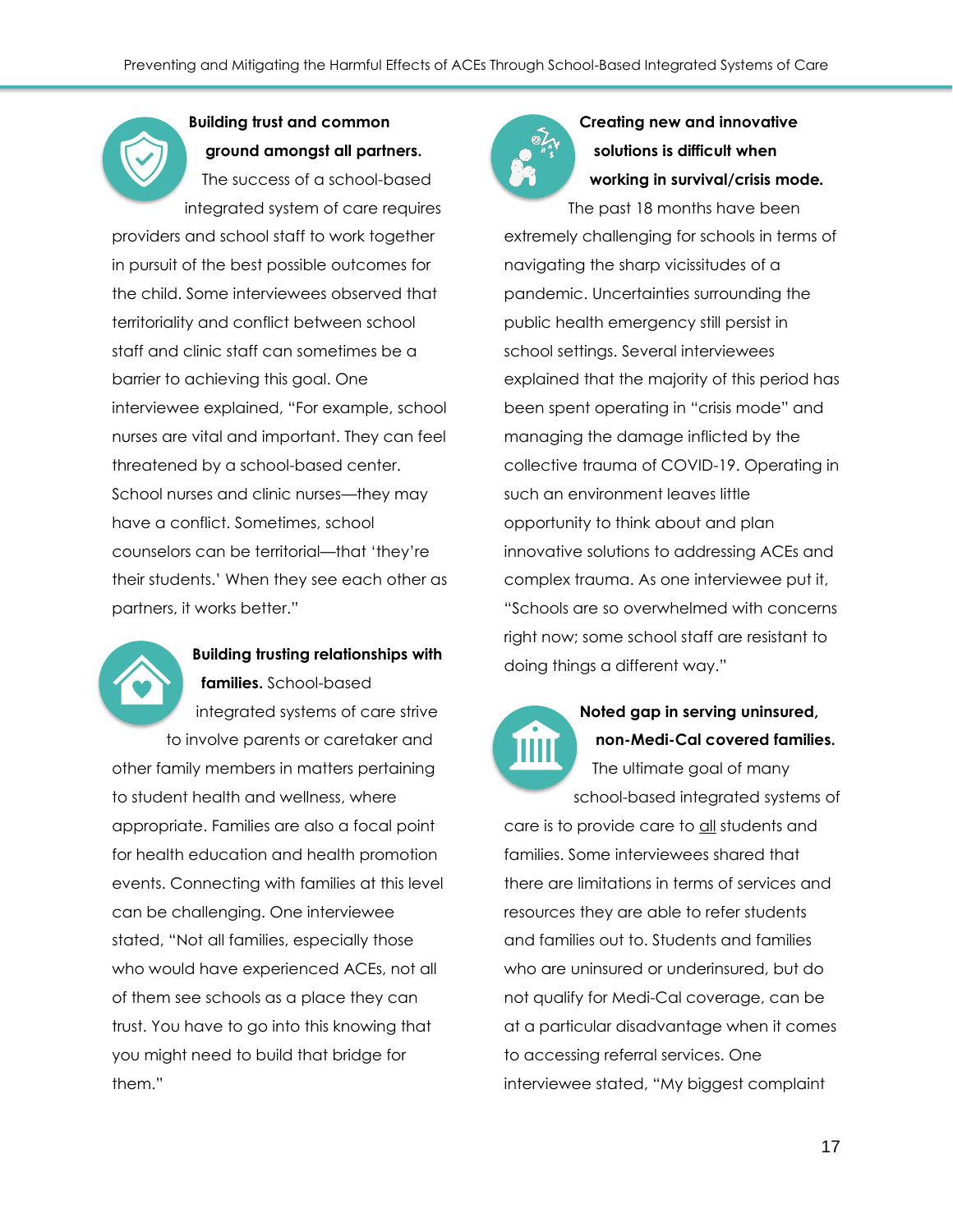**Building trust and common ground amongst all partners.** The success of a school-based integrated system of care requires providers and school staff to work together in pursuit of the best possible outcomes for the child. Some interviewees observed that territoriality and conflict between school staff and clinic staff can sometimes be a barrier to achieving this goal. One interviewee explained, "For example, school nurses are vital and important. They can feel threatened by a school-based center. School nurses and clinic nurses—they may have a conflict. Sometimes, school counselors can be territorial—that 'they're their students.' When they see each other as partners, it works better."

**Building trusting relationships with families.** School-based integrated systems of care strive to involve parents or caretaker and other family members in matters pertaining to student health and wellness, where appropriate. Families are also a focal point for health education and health promotion events. Connecting with families at this level can be challenging. One interviewee stated, "Not all families, especially those who would have experienced ACEs, not all of them see schools as a place they can trust. You have to go into this knowing that you might need to build that bridge for them."

**Creating new and innovative solutions is difficult when working in survival/crisis mode.** The past 18 months have been extremely challenging for schools in terms of navigating the sharp vicissitudes of a pandemic. Uncertainties surrounding the public health emergency still persist in school settings. Several interviewees explained that the majority of this period has been spent operating in "crisis mode" and managing the damage inflicted by the collective trauma of COVID-19. Operating in such an environment leaves little opportunity to think about and plan innovative solutions to addressing ACEs and complex trauma. As one interviewee put it, "Schools are so overwhelmed with concerns right now; some school staff are resistant to doing things a different way."

**Noted gap in serving uninsured, non-Medi-Cal covered families.** The ultimate goal of many school-based integrated systems of care is to provide care to all students and families. Some interviewees shared that there are limitations in terms of services and resources they are able to refer students and families out to. Students and families who are uninsured or underinsured, but do not qualify for Medi-Cal coverage, can be at a particular disadvantage when it comes to accessing referral services. One interviewee stated, "My biggest complaint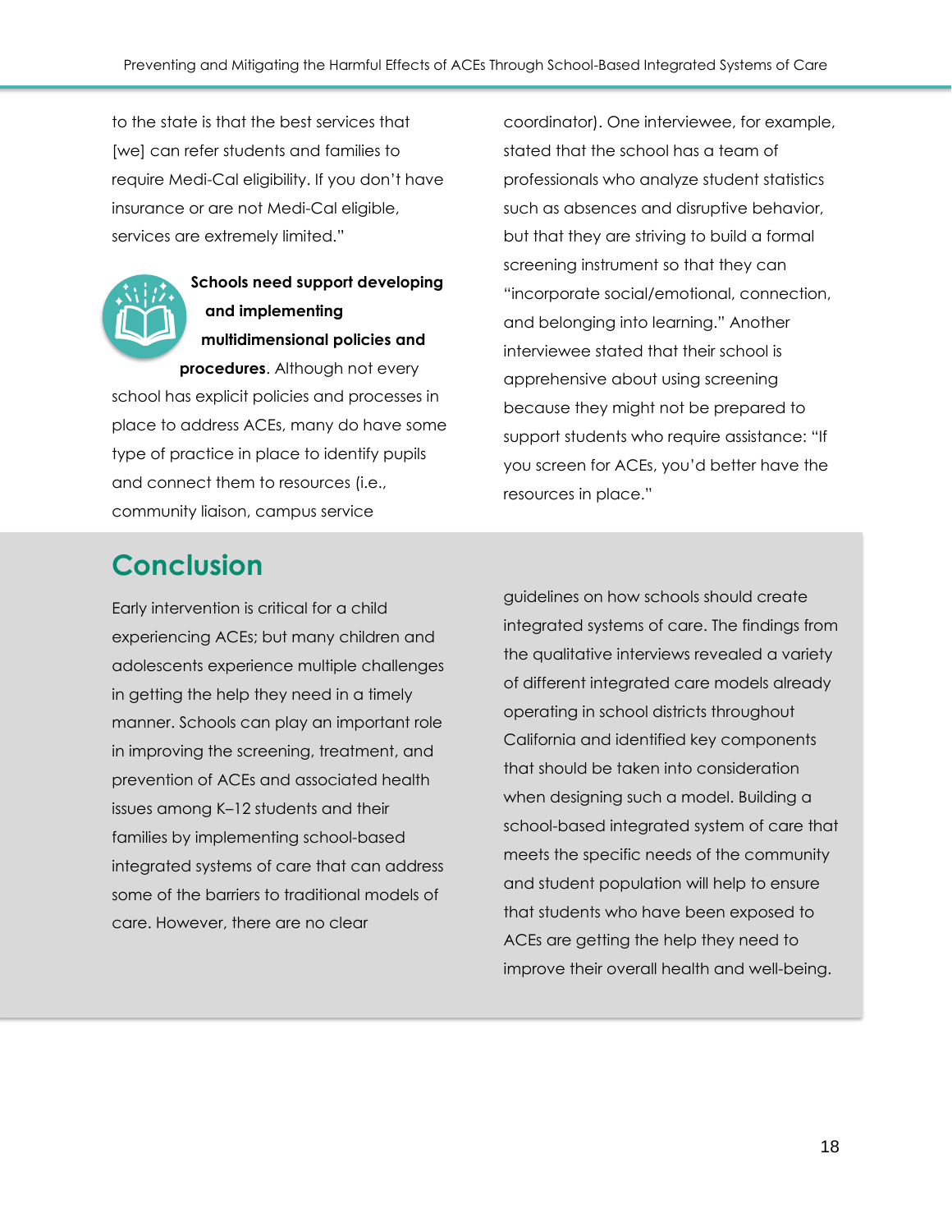to the state is that the best services that [we] can refer students and families to require Medi-Cal eligibility. If you don't have insurance or are not Medi-Cal eligible, services are extremely limited."

**Schools need support developing and implementing multidimensional policies and procedures**. Although not every school has explicit policies and processes in place to address ACEs, many do have some type of practice in place to identify pupils and connect them to resources (i.e., community liaison, campus service coordinator). One interviewee, for example, stated that the school has a team of professionals who analyze student statistics such as absences and disruptive behavior, but that they are striving to build a formal screening instrument so that they can "incorporate social/emotional, connection, and belonging into learning." Another interviewee stated that their school is apprehensive about using screening because they might not be prepared to support students who require assistance: "If you screen for ACEs, you'd better have the resources in place."

## Conclusion

Early intervention is critical for a child experiencing ACEs; but many children and adolescents experience multiple challenges in getting the help they need in a timely manner. Schools can play an important role in improving the screening, treatment, and prevention of ACEs and associated health issues among K–12 students and their families by implementing school-based integrated systems of care that can address some of the barriers to traditional models of care. However, there are no clear guidelines on how schools should create integrated systems of care. The findings from the qualitative interviews revealed a variety of different integrated care models already operating in school districts throughout California and identified key components that should be taken into consideration when designing such a model. Building a school-based integrated system of care that meets the specific needs of the community and student population will help to ensure that students who have been exposed to ACEs are getting the help they need to improve their overall health and well-being.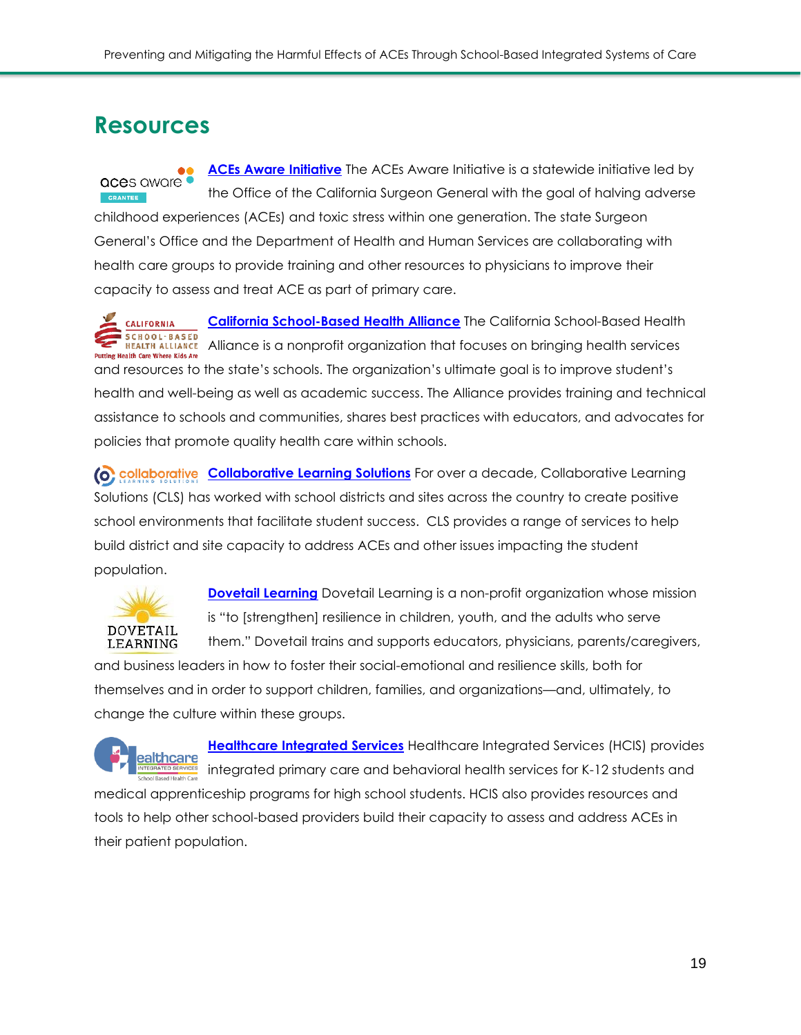## Resources

**ACEs Aware Initiative** The ACEs Aware Initiative is a statewide initiative led by the Office of the California Surgeon General with the goal of halving adverse childhood experiences (ACEs) and toxic stress within one generation. The state Surgeon General's Office and the Department of Health and Human Services are collaborating with health care groups to provide training and other resources to physicians to improve their capacity to assess and treat ACE as part of primary care.

**California School-Based Health Alliance** The California School-Based Health Alliance is a nonprofit organization that focuses on bringing health services and resources to the state's schools. The organization's ultimate goal is to improve student's health and well-being as well as academic success. The Alliance provides training and technical assistance to schools and communities, shares best practices with educators, and advocates for policies that promote quality health care within schools.

**Collaborative Learning Solutions** For over a decade, Collaborative Learning Solutions (CLS) has worked with school districts and sites across the country to create positive school environments that facilitate student success. CLS provides a range of services to help build district and site capacity to address ACEs and other issues impacting the student population.

**Dovetail Learning** Dovetail Learning is a non-profit organization whose mission is "to [strengthen] resilience in children, youth, and the adults who serve them." Dovetail trains and supports educators, physicians, parents/caregivers, and business leaders in how to foster their social-emotional and resilience skills, both for themselves and in order to support children, families, and organizations—and, ultimately, to change the culture within these groups.

**Healthcare Integrated Services** Healthcare Integrated Services (HCIS) provides integrated primary care and behavioral health services for K-12 students and medical apprenticeship programs for high school students. HCIS also provides resources and tools to help other school-based providers build their capacity to assess and address ACEs in their patient population.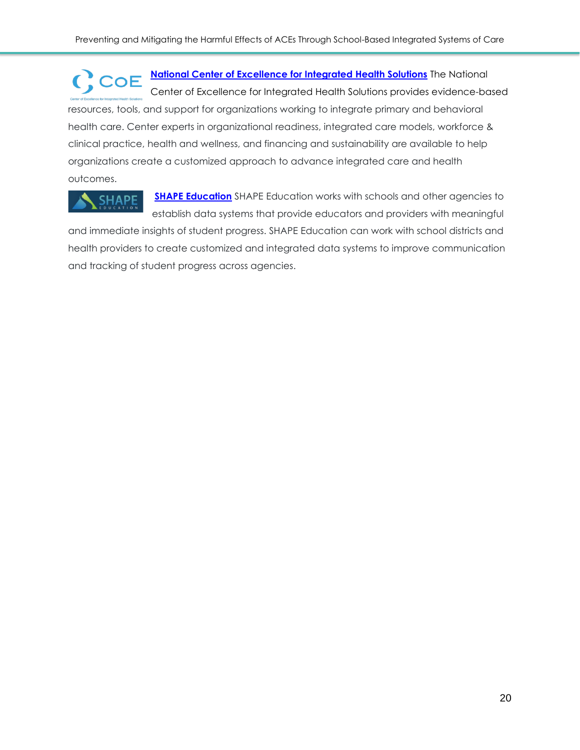**National Center of Excellence for Integrated Health Solutions** The National Center of Excellence for Integrated Health Solutions provides evidence-based resources, tools, and support for organizations working to integrate primary and behavioral health care. Center experts in organizational readiness, integrated care models, workforce & clinical practice, health and wellness, and financing and sustainability are available to help organizations create a customized approach to advance integrated care and health outcomes.

**SHAPE Education** SHAPE Education works with schools and other agencies to establish data systems that provide educators and providers with meaningful and immediate insights of student progress. SHAPE Education can work with school districts and health providers to create customized and integrated data systems to improve communication and tracking of student progress across agencies.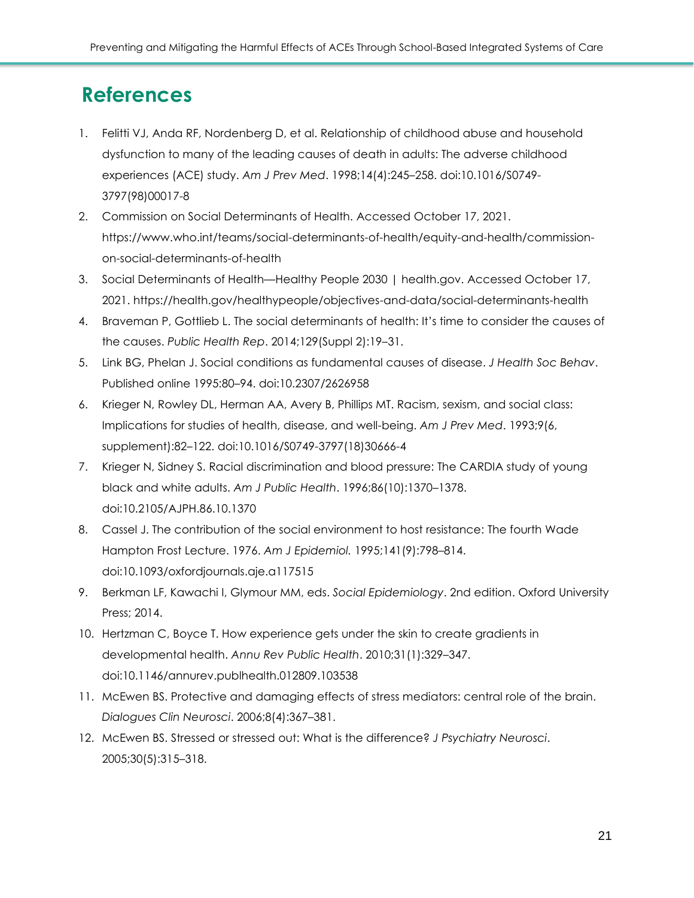## References

1. Felitti VJ, Anda RF, Nordenberg D, et al. Relationship of childhood abuse and household dysfunction to many of the leading causes of death in adults: The adverse childhood experiences (ACE) study. *Am J Prev Med*. 1998;14(4):245–258. doi:10.1016/S0749-3797(98)00017-8
2. Commission on Social Determinants of Health. Accessed October 17, 2021. https://www.who.int/teams/social-determinants-of-health/equity-and-health/commission-on-social-determinants-of-health
3. Social Determinants of Health—Healthy People 2030 | health.gov. Accessed October 17, 2021. https://health.gov/healthypeople/objectives-and-data/social-determinants-health
4. Braveman P, Gottlieb L. The social determinants of health: It's time to consider the causes of the causes. *Public Health Rep*. 2014;129(Suppl 2):19–31.
5. Link BG, Phelan J. Social conditions as fundamental causes of disease. *J Health Soc Behav*. Published online 1995:80–94. doi:10.2307/2626958
6. Krieger N, Rowley DL, Herman AA, Avery B, Phillips MT. Racism, sexism, and social class: Implications for studies of health, disease, and well-being. *Am J Prev Med*. 1993;9(6, supplement):82–122. doi:10.1016/S0749-3797(18)30666-4
7. Krieger N, Sidney S. Racial discrimination and blood pressure: The CARDIA study of young black and white adults. *Am J Public Health*. 1996;86(10):1370–1378. doi:10.2105/AJPH.86.10.1370
8. Cassel J. The contribution of the social environment to host resistance: The fourth Wade Hampton Frost Lecture. 1976. *Am J Epidemiol.* 1995;141(9):798–814. doi:10.1093/oxfordjournals.aje.a117515
9. Berkman LF, Kawachi I, Glymour MM, eds. *Social Epidemiology*. 2nd edition. Oxford University Press; 2014.
10. Hertzman C, Boyce T. How experience gets under the skin to create gradients in developmental health. *Annu Rev Public Health*. 2010;31(1):329–347. doi:10.1146/annurev.publhealth.012809.103538
11. McEwen BS. Protective and damaging effects of stress mediators: central role of the brain. *Dialogues Clin Neurosci*. 2006;8(4):367–381.
12. McEwen BS. Stressed or stressed out: What is the difference? *J Psychiatry Neurosci*. 2005;30(5):315–318.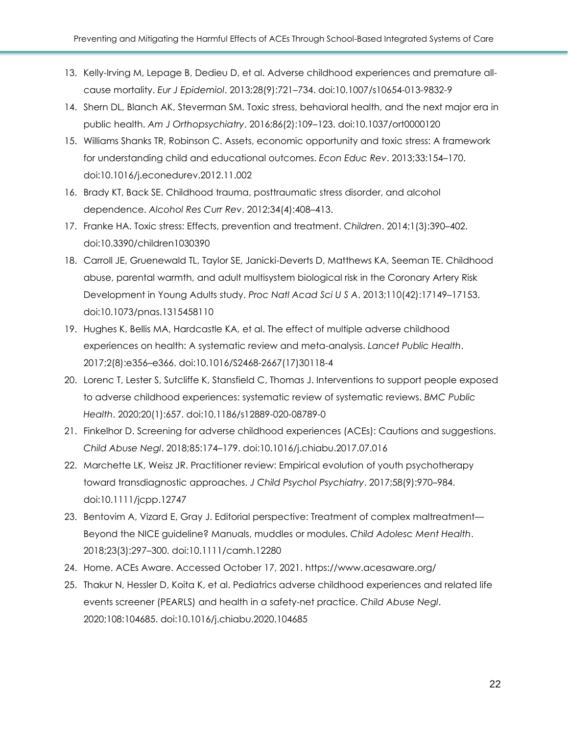13. Kelly-Irving M, Lepage B, Dedieu D, et al. Adverse childhood experiences and premature all-cause mortality. *Eur J Epidemiol*. 2013;28(9):721–734. doi:10.1007/s10654-013-9832-9
14. Shern DL, Blanch AK, Steverman SM. Toxic stress, behavioral health, and the next major era in public health. *Am J Orthopsychiatry*. 2016;86(2):109–123. doi:10.1037/ort0000120
15. Williams Shanks TR, Robinson C. Assets, economic opportunity and toxic stress: A framework for understanding child and educational outcomes. *Econ Educ Rev*. 2013;33:154–170. doi:10.1016/j.econedurev.2012.11.002
16. Brady KT, Back SE. Childhood trauma, posttraumatic stress disorder, and alcohol dependence. *Alcohol Res Curr Rev*. 2012;34(4):408–413.
17. Franke HA. Toxic stress: Effects, prevention and treatment. *Children*. 2014;1(3):390–402. doi:10.3390/children1030390
18. Carroll JE, Gruenewald TL, Taylor SE, Janicki-Deverts D, Matthews KA, Seeman TE. Childhood abuse, parental warmth, and adult multisystem biological risk in the Coronary Artery Risk Development in Young Adults study. *Proc Natl Acad Sci U S A*. 2013;110(42):17149–17153. doi:10.1073/pnas.1315458110
19. Hughes K, Bellis MA, Hardcastle KA, et al. The effect of multiple adverse childhood experiences on health: A systematic review and meta-analysis. *Lancet Public Health*. 2017;2(8):e356–e366. doi:10.1016/S2468-2667(17)30118-4
20. Lorenc T, Lester S, Sutcliffe K, Stansfield C, Thomas J. Interventions to support people exposed to adverse childhood experiences: systematic review of systematic reviews. *BMC Public Health*. 2020;20(1):657. doi:10.1186/s12889-020-08789-0
21. Finkelhor D. Screening for adverse childhood experiences (ACEs): Cautions and suggestions. *Child Abuse Negl*. 2018;85:174–179. doi:10.1016/j.chiabu.2017.07.016
22. Marchette LK, Weisz JR. Practitioner review: Empirical evolution of youth psychotherapy toward transdiagnostic approaches. *J Child Psychol Psychiatry*. 2017;58(9):970–984. doi:10.1111/jcpp.12747
23. Bentovim A, Vizard E, Gray J. Editorial perspective: Treatment of complex maltreatment—Beyond the NICE guideline? Manuals, muddles or modules. *Child Adolesc Ment Health*. 2018;23(3):297–300. doi:10.1111/camh.12280
24. Home. ACEs Aware. Accessed October 17, 2021. https://www.acesaware.org/
25. Thakur N, Hessler D, Koita K, et al. Pediatrics adverse childhood experiences and related life events screener (PEARLS) and health in a safety-net practice. *Child Abuse Negl*. 2020;108:104685. doi:10.1016/j.chiabu.2020.104685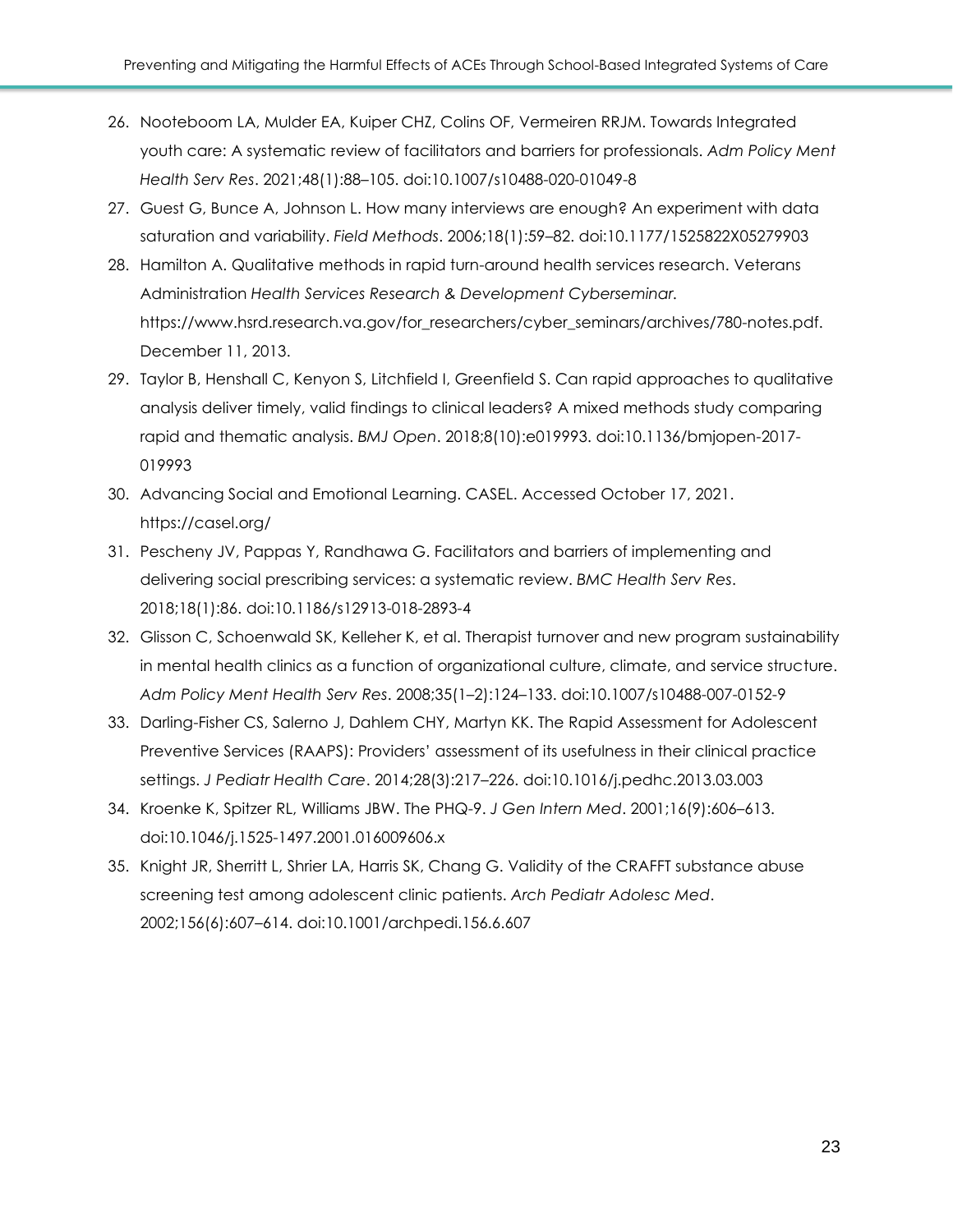26. Nooteboom LA, Mulder EA, Kuiper CHZ, Colins OF, Vermeiren RRJM. Towards Integrated youth care: A systematic review of facilitators and barriers for professionals. *Adm Policy Ment Health Serv Res*. 2021;48(1):88–105. doi:10.1007/s10488-020-01049-8
27. Guest G, Bunce A, Johnson L. How many interviews are enough? An experiment with data saturation and variability. *Field Methods*. 2006;18(1):59–82. doi:10.1177/1525822X05279903
28. Hamilton A. Qualitative methods in rapid turn-around health services research. Veterans Administration *Health Services Research & Development Cyberseminar.* https://www.hsrd.research.va.gov/for_researchers/cyber_seminars/archives/780-notes.pdf. December 11, 2013.
29. Taylor B, Henshall C, Kenyon S, Litchfield I, Greenfield S. Can rapid approaches to qualitative analysis deliver timely, valid findings to clinical leaders? A mixed methods study comparing rapid and thematic analysis. *BMJ Open*. 2018;8(10):e019993. doi:10.1136/bmjopen-2017-019993
30. Advancing Social and Emotional Learning. CASEL. Accessed October 17, 2021. https://casel.org/
31. Pescheny JV, Pappas Y, Randhawa G. Facilitators and barriers of implementing and delivering social prescribing services: a systematic review. *BMC Health Serv Res*. 2018;18(1):86. doi:10.1186/s12913-018-2893-4
32. Glisson C, Schoenwald SK, Kelleher K, et al. Therapist turnover and new program sustainability in mental health clinics as a function of organizational culture, climate, and service structure. *Adm Policy Ment Health Serv Res*. 2008;35(1–2):124–133. doi:10.1007/s10488-007-0152-9
33. Darling-Fisher CS, Salerno J, Dahlem CHY, Martyn KK. The Rapid Assessment for Adolescent Preventive Services (RAAPS): Providers' assessment of its usefulness in their clinical practice settings. *J Pediatr Health Care*. 2014;28(3):217–226. doi:10.1016/j.pedhc.2013.03.003
34. Kroenke K, Spitzer RL, Williams JBW. The PHQ-9. *J Gen Intern Med*. 2001;16(9):606–613. doi:10.1046/j.1525-1497.2001.016009606.x
35. Knight JR, Sherritt L, Shrier LA, Harris SK, Chang G. Validity of the CRAFFT substance abuse screening test among adolescent clinic patients. *Arch Pediatr Adolesc Med*. 2002;156(6):607–614. doi:10.1001/archpedi.156.6.607